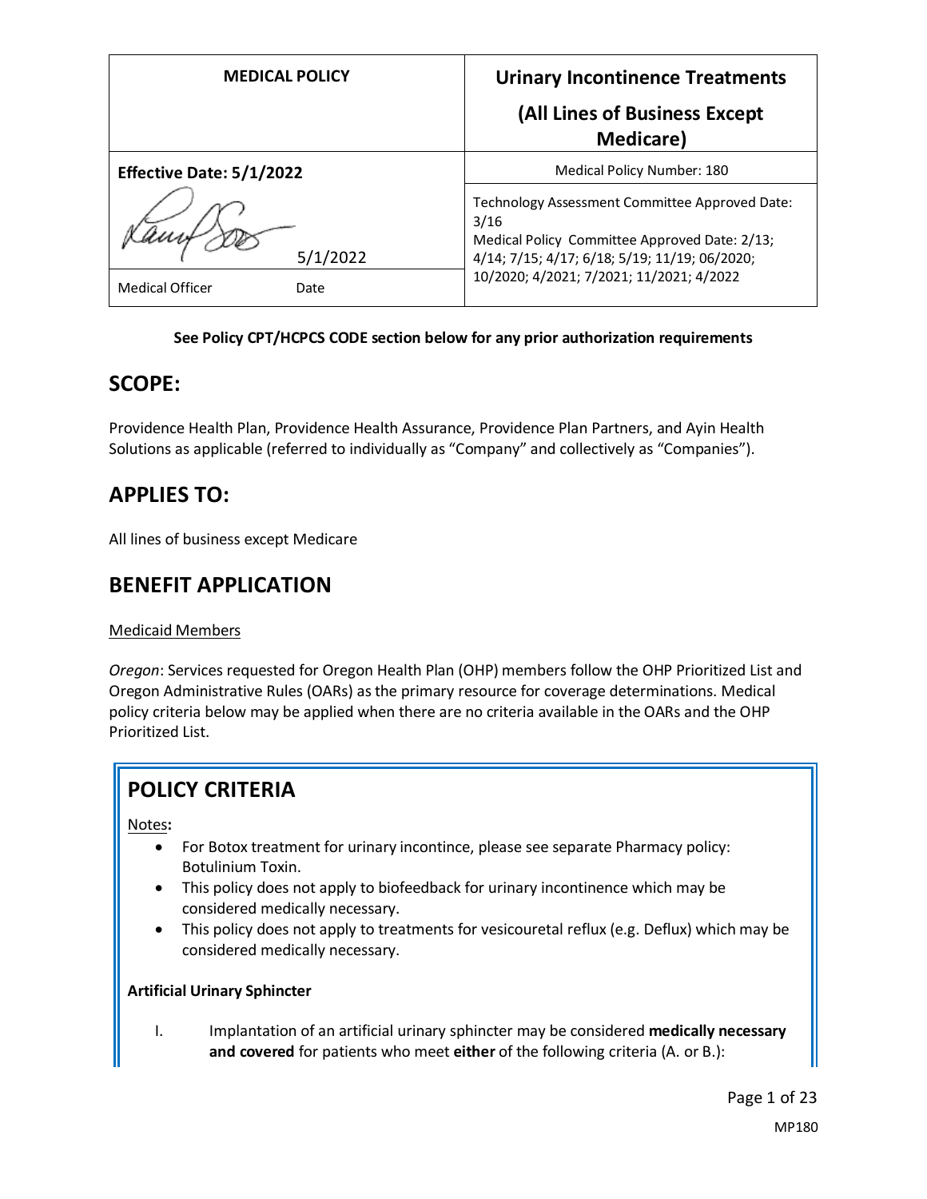| MEDICAL POLICY | Urinary Incontinence Treatments (All Lines of Business Except Medicare) |
|---|---|
| **Effective Date: 5/1/2022** | Medical Policy Number: 180 |
| 5/1/2022<br>Medical Officer Date | Technology Assessment Committee Approved Date: 3/16<br>Medical Policy Committee Approved Date: 2/13; 4/14; 7/15; 4/17; 6/18; 5/19; 11/19; 06/2020; 10/2020; 4/2021; 7/2021; 11/2021; 4/2022 |

**See Policy CPT/HCPCS CODE section below for any prior authorization requirements**

## SCOPE:

Providence Health Plan, Providence Health Assurance, Providence Plan Partners, and Ayin Health Solutions as applicable (referred to individually as "Company" and collectively as "Companies").

## APPLIES TO:

All lines of business except Medicare

## BENEFIT APPLICATION

Medicaid Members

*Oregon*: Services requested for Oregon Health Plan (OHP) members follow the OHP Prioritized List and Oregon Administrative Rules (OARs) as the primary resource for coverage determinations. Medical policy criteria below may be applied when there are no criteria available in the OARs and the OHP Prioritized List.

## POLICY CRITERIA

Notes**:**

- For Botox treatment for urinary incontince, please see separate Pharmacy policy: Botulinium Toxin.
- This policy does not apply to biofeedback for urinary incontinence which may be considered medically necessary.
- This policy does not apply to treatments for vesicouretal reflux (e.g. Deflux) which may be considered medically necessary.

**Artificial Urinary Sphincter**

I. Implantation of an artificial urinary sphincter may be considered **medically necessary and covered** for patients who meet **either** of the following criteria (A. or B.):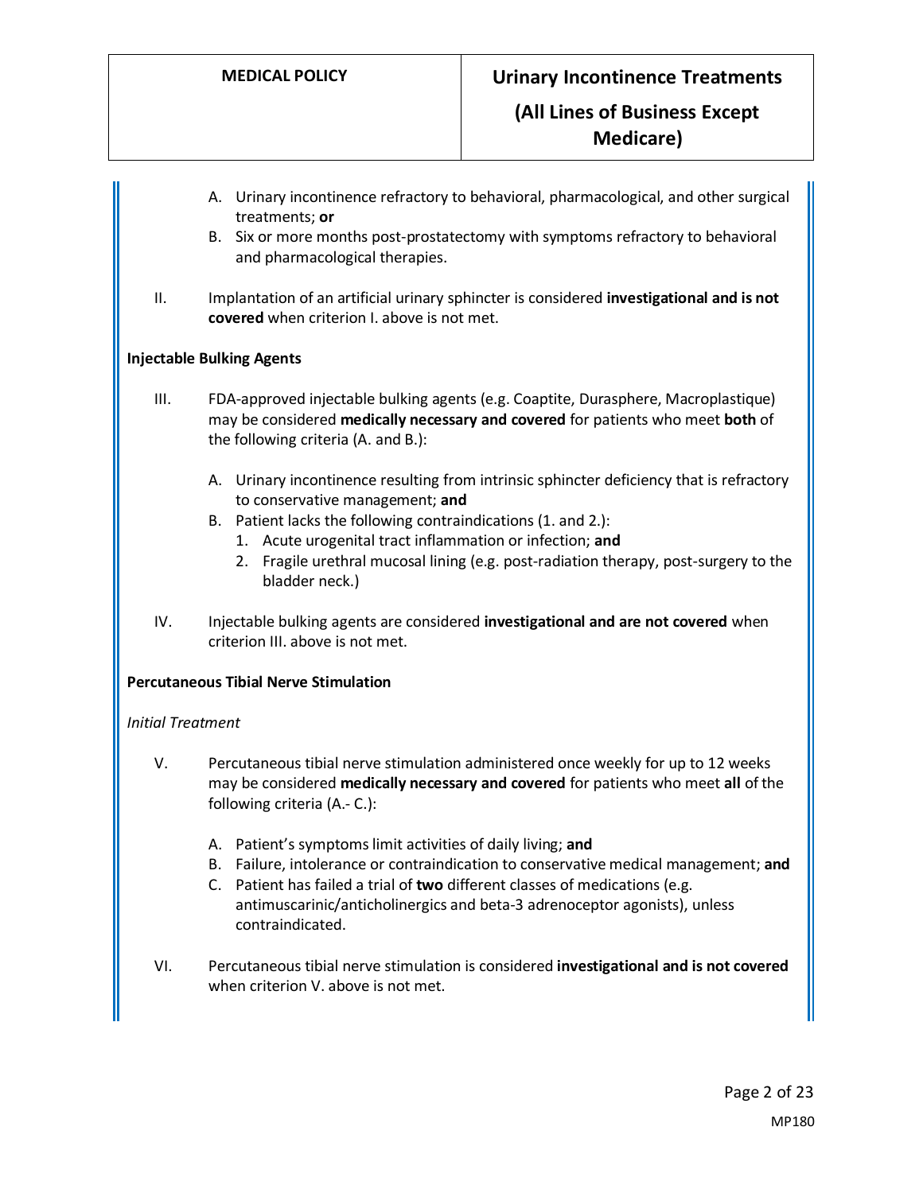A. Urinary incontinence refractory to behavioral, pharmacological, and other surgical treatments; **or**
   B. Six or more months post-prostatectomy with symptoms refractory to behavioral and pharmacological therapies.

II. Implantation of an artificial urinary sphincter is considered **investigational and is not covered** when criterion I. above is not met.

**Injectable Bulking Agents**

III. FDA-approved injectable bulking agents (e.g. Coaptite, Durasphere, Macroplastique) may be considered **medically necessary and covered** for patients who meet **both** of the following criteria (A. and B.):

   A. Urinary incontinence resulting from intrinsic sphincter deficiency that is refractory to conservative management; **and**
   B. Patient lacks the following contraindications (1. and 2.):
      1. Acute urogenital tract inflammation or infection; **and**
      2. Fragile urethral mucosal lining (e.g. post-radiation therapy, post-surgery to the bladder neck.)

IV. Injectable bulking agents are considered **investigational and are not covered** when criterion III. above is not met.

**Percutaneous Tibial Nerve Stimulation**

*Initial Treatment*

V. Percutaneous tibial nerve stimulation administered once weekly for up to 12 weeks may be considered **medically necessary and covered** for patients who meet **all** of the following criteria (A.- C.):

   A. Patient's symptoms limit activities of daily living; **and**
   B. Failure, intolerance or contraindication to conservative medical management; **and**
   C. Patient has failed a trial of **two** different classes of medications (e.g. antimuscarinic/anticholinergics and beta-3 adrenoceptor agonists), unless contraindicated.

VI. Percutaneous tibial nerve stimulation is considered **investigational and is not covered** when criterion V. above is not met.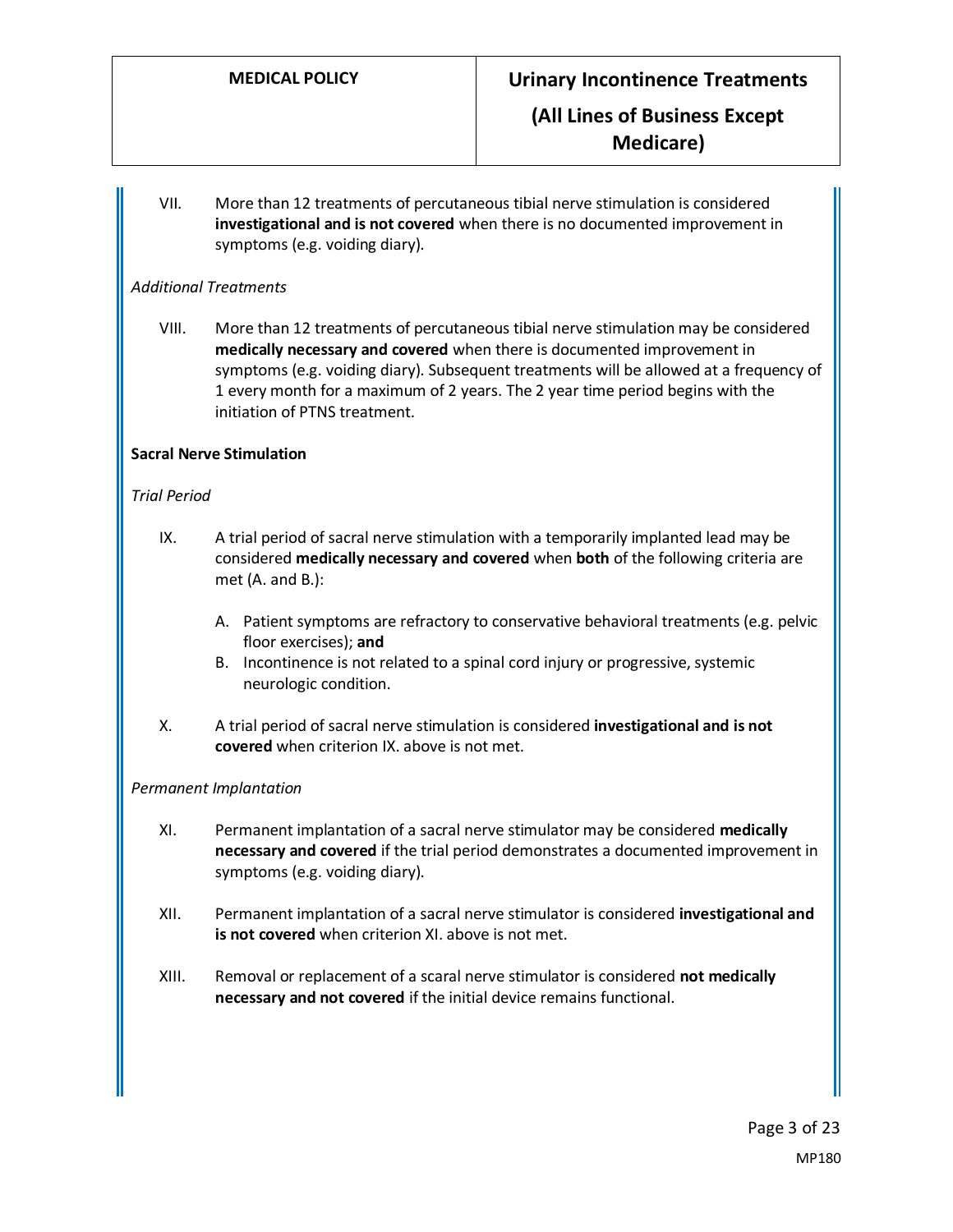VII. More than 12 treatments of percutaneous tibial nerve stimulation is considered **investigational and is not covered** when there is no documented improvement in symptoms (e.g. voiding diary).

*Additional Treatments*

VIII. More than 12 treatments of percutaneous tibial nerve stimulation may be considered **medically necessary and covered** when there is documented improvement in symptoms (e.g. voiding diary). Subsequent treatments will be allowed at a frequency of 1 every month for a maximum of 2 years. The 2 year time period begins with the initiation of PTNS treatment.

**Sacral Nerve Stimulation**

*Trial Period*

IX. A trial period of sacral nerve stimulation with a temporarily implanted lead may be considered **medically necessary and covered** when **both** of the following criteria are met (A. and B.):

   A. Patient symptoms are refractory to conservative behavioral treatments (e.g. pelvic floor exercises); **and**
   B. Incontinence is not related to a spinal cord injury or progressive, systemic neurologic condition.

X. A trial period of sacral nerve stimulation is considered **investigational and is not covered** when criterion IX. above is not met.

*Permanent Implantation*

XI. Permanent implantation of a sacral nerve stimulator may be considered **medically necessary and covered** if the trial period demonstrates a documented improvement in symptoms (e.g. voiding diary).

XII. Permanent implantation of a sacral nerve stimulator is considered **investigational and is not covered** when criterion XI. above is not met.

XIII. Removal or replacement of a scaral nerve stimulator is considered **not medically necessary and not covered** if the initial device remains functional.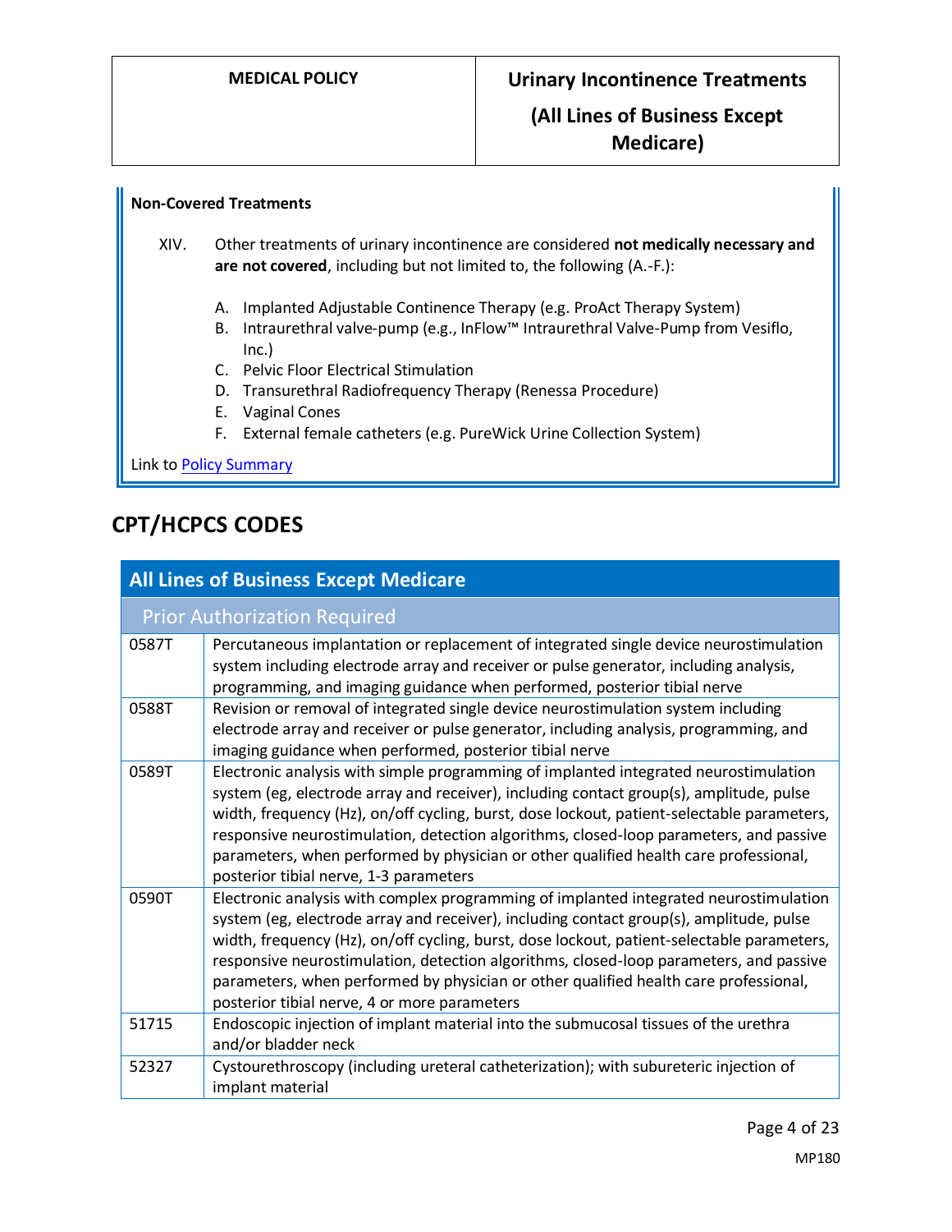**Non-Covered Treatments**

XIV. Other treatments of urinary incontinence are considered **not medically necessary and are not covered**, including but not limited to, the following (A.-F.):

A. Implanted Adjustable Continence Therapy (e.g. ProAct Therapy System)
B. Intraurethral valve-pump (e.g., InFlow™ Intraurethral Valve-Pump from Vesiflo, Inc.)
C. Pelvic Floor Electrical Stimulation
D. Transurethral Radiofrequency Therapy (Renessa Procedure)
E. Vaginal Cones
F. External female catheters (e.g. PureWick Urine Collection System)

Link to Policy Summary

## CPT/HCPCS CODES

| All Lines of Business Except Medicare | |
|---|---|
| Prior Authorization Required | |
| 0587T | Percutaneous implantation or replacement of integrated single device neurostimulation system including electrode array and receiver or pulse generator, including analysis, programming, and imaging guidance when performed, posterior tibial nerve |
| 0588T | Revision or removal of integrated single device neurostimulation system including electrode array and receiver or pulse generator, including analysis, programming, and imaging guidance when performed, posterior tibial nerve |
| 0589T | Electronic analysis with simple programming of implanted integrated neurostimulation system (eg, electrode array and receiver), including contact group(s), amplitude, pulse width, frequency (Hz), on/off cycling, burst, dose lockout, patient-selectable parameters, responsive neurostimulation, detection algorithms, closed-loop parameters, and passive parameters, when performed by physician or other qualified health care professional, posterior tibial nerve, 1-3 parameters |
| 0590T | Electronic analysis with complex programming of implanted integrated neurostimulation system (eg, electrode array and receiver), including contact group(s), amplitude, pulse width, frequency (Hz), on/off cycling, burst, dose lockout, patient-selectable parameters, responsive neurostimulation, detection algorithms, closed-loop parameters, and passive parameters, when performed by physician or other qualified health care professional, posterior tibial nerve, 4 or more parameters |
| 51715 | Endoscopic injection of implant material into the submucosal tissues of the urethra and/or bladder neck |
| 52327 | Cystourethroscopy (including ureteral catheterization); with subureteric injection of implant material |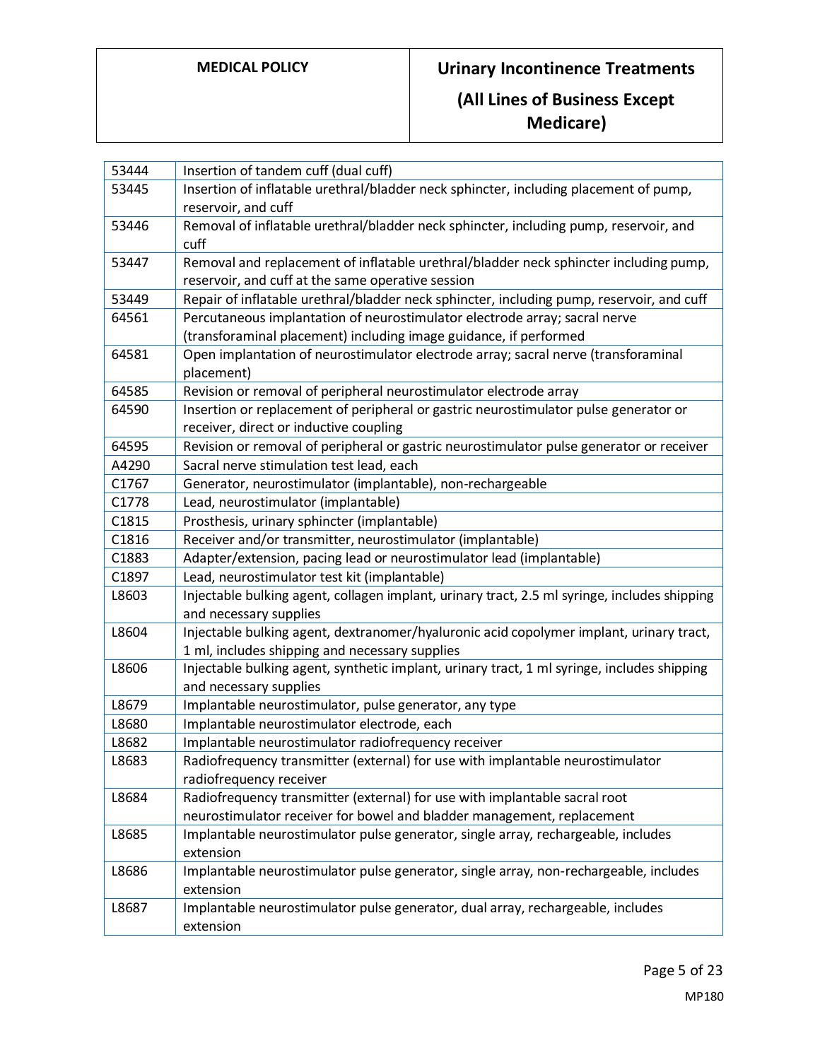| | |
|---|---|
| 53444 | Insertion of tandem cuff (dual cuff) |
| 53445 | Insertion of inflatable urethral/bladder neck sphincter, including placement of pump, reservoir, and cuff |
| 53446 | Removal of inflatable urethral/bladder neck sphincter, including pump, reservoir, and cuff |
| 53447 | Removal and replacement of inflatable urethral/bladder neck sphincter including pump, reservoir, and cuff at the same operative session |
| 53449 | Repair of inflatable urethral/bladder neck sphincter, including pump, reservoir, and cuff |
| 64561 | Percutaneous implantation of neurostimulator electrode array; sacral nerve (transforaminal placement) including image guidance, if performed |
| 64581 | Open implantation of neurostimulator electrode array; sacral nerve (transforaminal placement) |
| 64585 | Revision or removal of peripheral neurostimulator electrode array |
| 64590 | Insertion or replacement of peripheral or gastric neurostimulator pulse generator or receiver, direct or inductive coupling |
| 64595 | Revision or removal of peripheral or gastric neurostimulator pulse generator or receiver |
| A4290 | Sacral nerve stimulation test lead, each |
| C1767 | Generator, neurostimulator (implantable), non-rechargeable |
| C1778 | Lead, neurostimulator (implantable) |
| C1815 | Prosthesis, urinary sphincter (implantable) |
| C1816 | Receiver and/or transmitter, neurostimulator (implantable) |
| C1883 | Adapter/extension, pacing lead or neurostimulator lead (implantable) |
| C1897 | Lead, neurostimulator test kit (implantable) |
| L8603 | Injectable bulking agent, collagen implant, urinary tract, 2.5 ml syringe, includes shipping and necessary supplies |
| L8604 | Injectable bulking agent, dextranomer/hyaluronic acid copolymer implant, urinary tract, 1 ml, includes shipping and necessary supplies |
| L8606 | Injectable bulking agent, synthetic implant, urinary tract, 1 ml syringe, includes shipping and necessary supplies |
| L8679 | Implantable neurostimulator, pulse generator, any type |
| L8680 | Implantable neurostimulator electrode, each |
| L8682 | Implantable neurostimulator radiofrequency receiver |
| L8683 | Radiofrequency transmitter (external) for use with implantable neurostimulator radiofrequency receiver |
| L8684 | Radiofrequency transmitter (external) for use with implantable sacral root neurostimulator receiver for bowel and bladder management, replacement |
| L8685 | Implantable neurostimulator pulse generator, single array, rechargeable, includes extension |
| L8686 | Implantable neurostimulator pulse generator, single array, non-rechargeable, includes extension |
| L8687 | Implantable neurostimulator pulse generator, dual array, rechargeable, includes extension |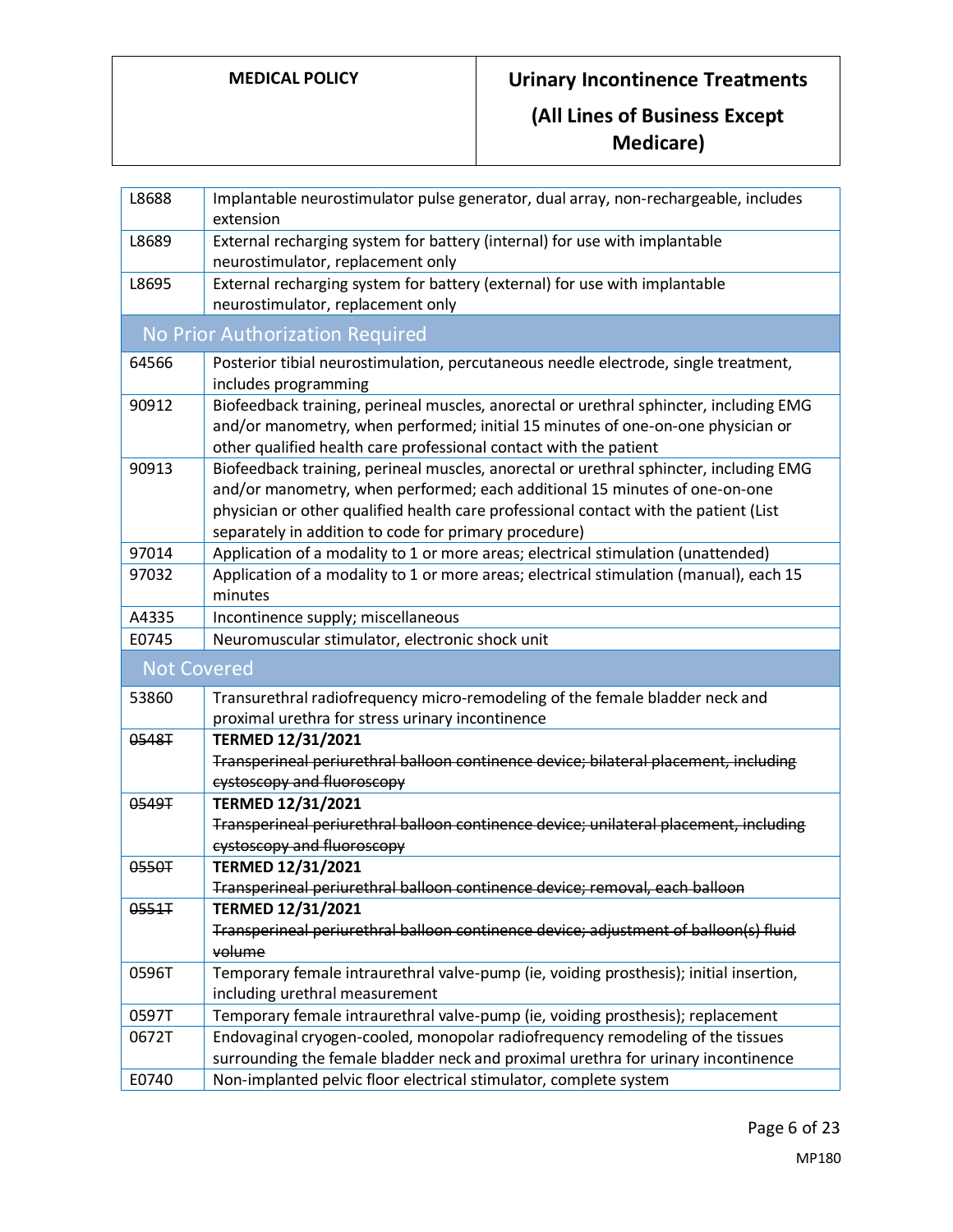| | |
|---|---|
| L8688 | Implantable neurostimulator pulse generator, dual array, non-rechargeable, includes extension |
| L8689 | External recharging system for battery (internal) for use with implantable neurostimulator, replacement only |
| L8695 | External recharging system for battery (external) for use with implantable neurostimulator, replacement only |
| **No Prior Authorization Required** | |
| 64566 | Posterior tibial neurostimulation, percutaneous needle electrode, single treatment, includes programming |
| 90912 | Biofeedback training, perineal muscles, anorectal or urethral sphincter, including EMG and/or manometry, when performed; initial 15 minutes of one-on-one physician or other qualified health care professional contact with the patient |
| 90913 | Biofeedback training, perineal muscles, anorectal or urethral sphincter, including EMG and/or manometry, when performed; each additional 15 minutes of one-on-one physician or other qualified health care professional contact with the patient (List separately in addition to code for primary procedure) |
| 97014 | Application of a modality to 1 or more areas; electrical stimulation (unattended) |
| 97032 | Application of a modality to 1 or more areas; electrical stimulation (manual), each 15 minutes |
| A4335 | Incontinence supply; miscellaneous |
| E0745 | Neuromuscular stimulator, electronic shock unit |
| **Not Covered** | |
| 53860 | Transurethral radiofrequency micro-remodeling of the female bladder neck and proximal urethra for stress urinary incontinence |
| ~~0548T~~ | **TERMED 12/31/2021** ~~Transperineal periurethral balloon continence device; bilateral placement, including cystoscopy and fluoroscopy~~ |
| ~~0549T~~ | **TERMED 12/31/2021** ~~Transperineal periurethral balloon continence device; unilateral placement, including cystoscopy and fluoroscopy~~ |
| ~~0550T~~ | **TERMED 12/31/2021** ~~Transperineal periurethral balloon continence device; removal, each balloon~~ |
| ~~0551T~~ | **TERMED 12/31/2021** ~~Transperineal periurethral balloon continence device; adjustment of balloon(s) fluid volume~~ |
| 0596T | Temporary female intraurethral valve-pump (ie, voiding prosthesis); initial insertion, including urethral measurement |
| 0597T | Temporary female intraurethral valve-pump (ie, voiding prosthesis); replacement |
| 0672T | Endovaginal cryogen-cooled, monopolar radiofrequency remodeling of the tissues surrounding the female bladder neck and proximal urethra for urinary incontinence |
| E0740 | Non-implanted pelvic floor electrical stimulator, complete system |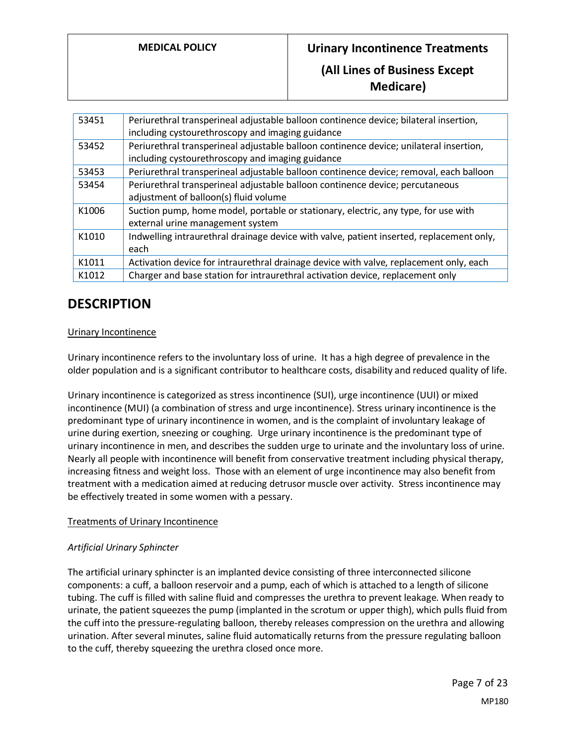| 53451 | Periurethral transperineal adjustable balloon continence device; bilateral insertion, including cystourethroscopy and imaging guidance |
|---|---|
| 53452 | Periurethral transperineal adjustable balloon continence device; unilateral insertion, including cystourethroscopy and imaging guidance |
| 53453 | Periurethral transperineal adjustable balloon continence device; removal, each balloon |
| 53454 | Periurethral transperineal adjustable balloon continence device; percutaneous adjustment of balloon(s) fluid volume |
| K1006 | Suction pump, home model, portable or stationary, electric, any type, for use with external urine management system |
| K1010 | Indwelling intraurethral drainage device with valve, patient inserted, replacement only, each |
| K1011 | Activation device for intraurethral drainage device with valve, replacement only, each |
| K1012 | Charger and base station for intraurethral activation device, replacement only |

# DESCRIPTION

Urinary Incontinence

Urinary incontinence refers to the involuntary loss of urine. It has a high degree of prevalence in the older population and is a significant contributor to healthcare costs, disability and reduced quality of life.

Urinary incontinence is categorized as stress incontinence (SUI), urge incontinence (UUI) or mixed incontinence (MUI) (a combination of stress and urge incontinence). Stress urinary incontinence is the predominant type of urinary incontinence in women, and is the complaint of involuntary leakage of urine during exertion, sneezing or coughing. Urge urinary incontinence is the predominant type of urinary incontinence in men, and describes the sudden urge to urinate and the involuntary loss of urine. Nearly all people with incontinence will benefit from conservative treatment including physical therapy, increasing fitness and weight loss. Those with an element of urge incontinence may also benefit from treatment with a medication aimed at reducing detrusor muscle over activity. Stress incontinence may be effectively treated in some women with a pessary.

Treatments of Urinary Incontinence

*Artificial Urinary Sphincter*

The artificial urinary sphincter is an implanted device consisting of three interconnected silicone components: a cuff, a balloon reservoir and a pump, each of which is attached to a length of silicone tubing. The cuff is filled with saline fluid and compresses the urethra to prevent leakage. When ready to urinate, the patient squeezes the pump (implanted in the scrotum or upper thigh), which pulls fluid from the cuff into the pressure-regulating balloon, thereby releases compression on the urethra and allowing urination. After several minutes, saline fluid automatically returns from the pressure regulating balloon to the cuff, thereby squeezing the urethra closed once more.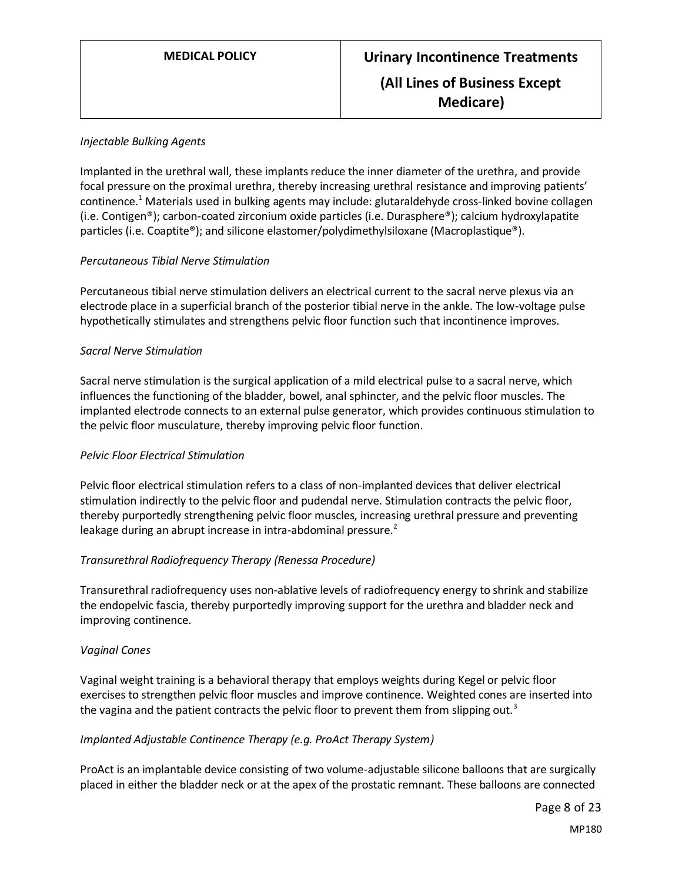*Injectable Bulking Agents*

Implanted in the urethral wall, these implants reduce the inner diameter of the urethra, and provide focal pressure on the proximal urethra, thereby increasing urethral resistance and improving patients' continence.[1] Materials used in bulking agents may include: glutaraldehyde cross-linked bovine collagen (i.e. Contigen®); carbon-coated zirconium oxide particles (i.e. Durasphere®); calcium hydroxylapatite particles (i.e. Coaptite®); and silicone elastomer/polydimethylsiloxane (Macroplastique®).

*Percutaneous Tibial Nerve Stimulation*

Percutaneous tibial nerve stimulation delivers an electrical current to the sacral nerve plexus via an electrode place in a superficial branch of the posterior tibial nerve in the ankle. The low-voltage pulse hypothetically stimulates and strengthens pelvic floor function such that incontinence improves.

*Sacral Nerve Stimulation*

Sacral nerve stimulation is the surgical application of a mild electrical pulse to a sacral nerve, which influences the functioning of the bladder, bowel, anal sphincter, and the pelvic floor muscles. The implanted electrode connects to an external pulse generator, which provides continuous stimulation to the pelvic floor musculature, thereby improving pelvic floor function.

*Pelvic Floor Electrical Stimulation*

Pelvic floor electrical stimulation refers to a class of non-implanted devices that deliver electrical stimulation indirectly to the pelvic floor and pudendal nerve. Stimulation contracts the pelvic floor, thereby purportedly strengthening pelvic floor muscles, increasing urethral pressure and preventing leakage during an abrupt increase in intra-abdominal pressure.[2]

*Transurethral Radiofrequency Therapy (Renessa Procedure)*

Transurethral radiofrequency uses non-ablative levels of radiofrequency energy to shrink and stabilize the endopelvic fascia, thereby purportedly improving support for the urethra and bladder neck and improving continence.

*Vaginal Cones*

Vaginal weight training is a behavioral therapy that employs weights during Kegel or pelvic floor exercises to strengthen pelvic floor muscles and improve continence. Weighted cones are inserted into the vagina and the patient contracts the pelvic floor to prevent them from slipping out.[3]

*Implanted Adjustable Continence Therapy (e.g. ProAct Therapy System)*

ProAct is an implantable device consisting of two volume-adjustable silicone balloons that are surgically placed in either the bladder neck or at the apex of the prostatic remnant. These balloons are connected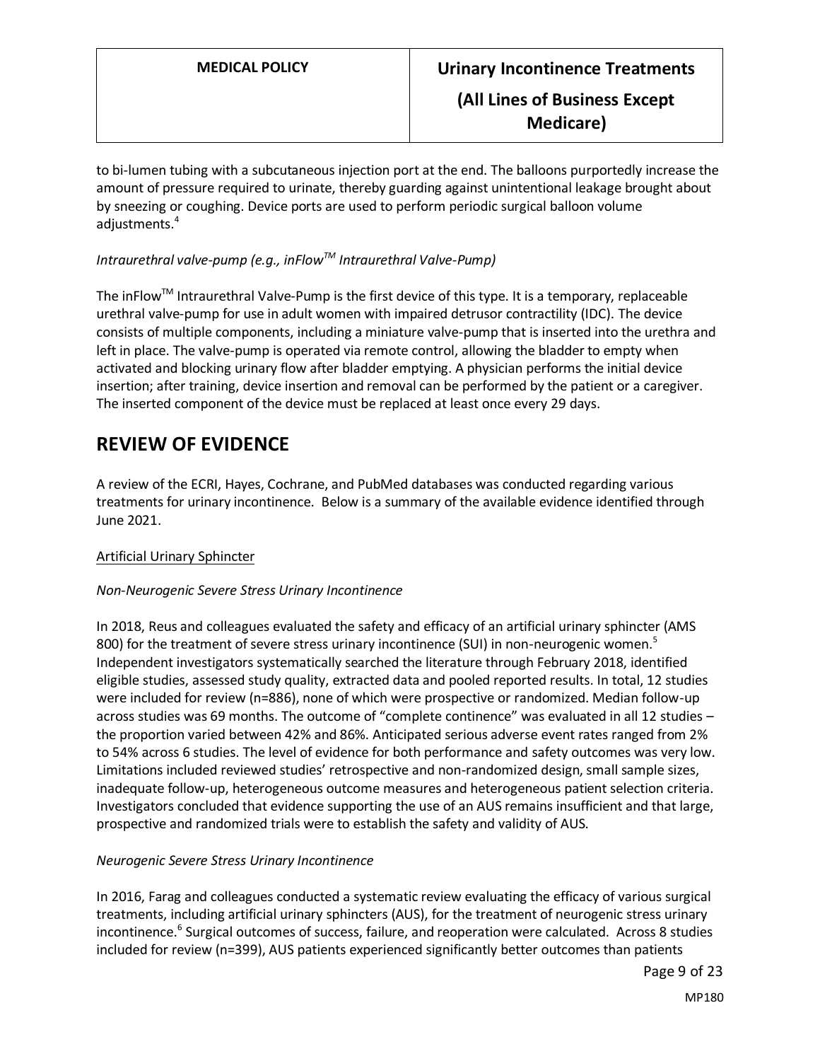to bi-lumen tubing with a subcutaneous injection port at the end. The balloons purportedly increase the amount of pressure required to urinate, thereby guarding against unintentional leakage brought about by sneezing or coughing. Device ports are used to perform periodic surgical balloon volume adjustments.[4]

*Intraurethral valve-pump (e.g., inFlow™ Intraurethral Valve-Pump)*

The inFlow™ Intraurethral Valve-Pump is the first device of this type. It is a temporary, replaceable urethral valve-pump for use in adult women with impaired detrusor contractility (IDC). The device consists of multiple components, including a miniature valve-pump that is inserted into the urethra and left in place. The valve-pump is operated via remote control, allowing the bladder to empty when activated and blocking urinary flow after bladder emptying. A physician performs the initial device insertion; after training, device insertion and removal can be performed by the patient or a caregiver. The inserted component of the device must be replaced at least once every 29 days.

# REVIEW OF EVIDENCE

A review of the ECRI, Hayes, Cochrane, and PubMed databases was conducted regarding various treatments for urinary incontinence. Below is a summary of the available evidence identified through June 2021.

<u>Artificial Urinary Sphincter</u>

*Non-Neurogenic Severe Stress Urinary Incontinence*

In 2018, Reus and colleagues evaluated the safety and efficacy of an artificial urinary sphincter (AMS 800) for the treatment of severe stress urinary incontinence (SUI) in non-neurogenic women.[5] Independent investigators systematically searched the literature through February 2018, identified eligible studies, assessed study quality, extracted data and pooled reported results. In total, 12 studies were included for review (n=886), none of which were prospective or randomized. Median follow-up across studies was 69 months. The outcome of "complete continence" was evaluated in all 12 studies – the proportion varied between 42% and 86%. Anticipated serious adverse event rates ranged from 2% to 54% across 6 studies. The level of evidence for both performance and safety outcomes was very low. Limitations included reviewed studies' retrospective and non-randomized design, small sample sizes, inadequate follow-up, heterogeneous outcome measures and heterogeneous patient selection criteria. Investigators concluded that evidence supporting the use of an AUS remains insufficient and that large, prospective and randomized trials were to establish the safety and validity of AUS.

*Neurogenic Severe Stress Urinary Incontinence*

In 2016, Farag and colleagues conducted a systematic review evaluating the efficacy of various surgical treatments, including artificial urinary sphincters (AUS), for the treatment of neurogenic stress urinary incontinence.[6] Surgical outcomes of success, failure, and reoperation were calculated. Across 8 studies included for review (n=399), AUS patients experienced significantly better outcomes than patients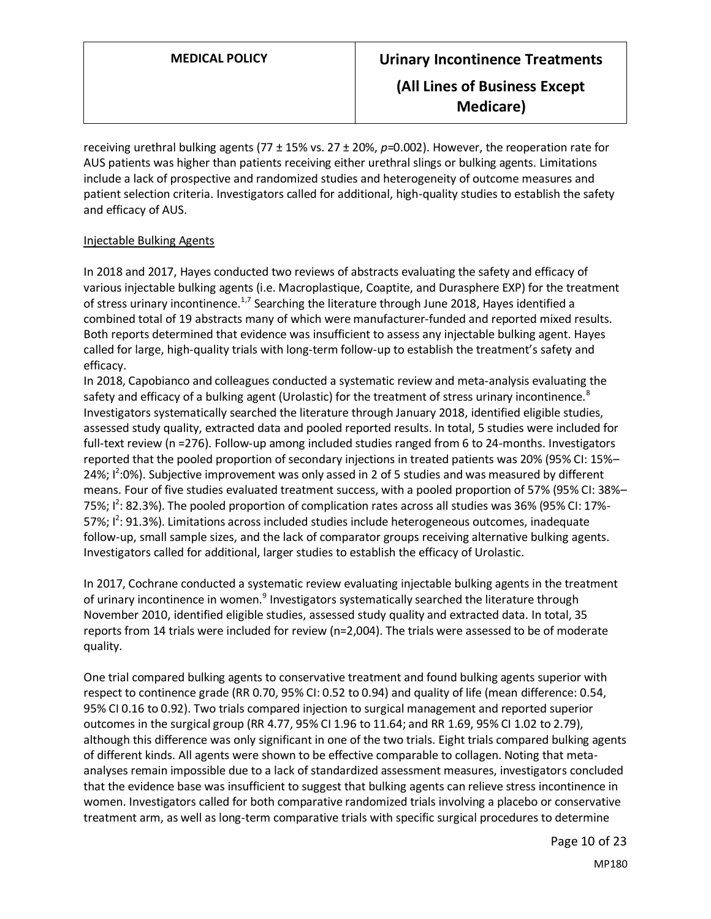receiving urethral bulking agents (77 ± 15% vs. 27 ± 20%, $p$=0.002). However, the reoperation rate for AUS patients was higher than patients receiving either urethral slings or bulking agents. Limitations include a lack of prospective and randomized studies and heterogeneity of outcome measures and patient selection criteria. Investigators called for additional, high-quality studies to establish the safety and efficacy of AUS.

Injectable Bulking Agents

In 2018 and 2017, Hayes conducted two reviews of abstracts evaluating the safety and efficacy of various injectable bulking agents (i.e. Macroplastique, Coaptite, and Durasphere EXP) for the treatment of stress urinary incontinence.[1,7] Searching the literature through June 2018, Hayes identified a combined total of 19 abstracts many of which were manufacturer-funded and reported mixed results. Both reports determined that evidence was insufficient to assess any injectable bulking agent. Hayes called for large, high-quality trials with long-term follow-up to establish the treatment's safety and efficacy.

In 2018, Capobianco and colleagues conducted a systematic review and meta-analysis evaluating the safety and efficacy of a bulking agent (Urolastic) for the treatment of stress urinary incontinence.[8] Investigators systematically searched the literature through January 2018, identified eligible studies, assessed study quality, extracted data and pooled reported results. In total, 5 studies were included for full-text review (n =276). Follow-up among included studies ranged from 6 to 24-months. Investigators reported that the pooled proportion of secondary injections in treated patients was 20% (95% CI: 15%–24%; $I^2$:0%). Subjective improvement was only assed in 2 of 5 studies and was measured by different means. Four of five studies evaluated treatment success, with a pooled proportion of 57% (95% CI: 38%–75%; $I^2$: 82.3%). The pooled proportion of complication rates across all studies was 36% (95% CI: 17%-57%; $I^2$: 91.3%). Limitations across included studies include heterogeneous outcomes, inadequate follow-up, small sample sizes, and the lack of comparator groups receiving alternative bulking agents. Investigators called for additional, larger studies to establish the efficacy of Urolastic.

In 2017, Cochrane conducted a systematic review evaluating injectable bulking agents in the treatment of urinary incontinence in women.[9] Investigators systematically searched the literature through November 2010, identified eligible studies, assessed study quality and extracted data. In total, 35 reports from 14 trials were included for review (n=2,004). The trials were assessed to be of moderate quality.

One trial compared bulking agents to conservative treatment and found bulking agents superior with respect to continence grade (RR 0.70, 95% CI: 0.52 to 0.94) and quality of life (mean difference: 0.54, 95% CI 0.16 to 0.92). Two trials compared injection to surgical management and reported superior outcomes in the surgical group (RR 4.77, 95% CI 1.96 to 11.64; and RR 1.69, 95% CI 1.02 to 2.79), although this difference was only significant in one of the two trials. Eight trials compared bulking agents of different kinds. All agents were shown to be effective comparable to collagen. Noting that meta-analyses remain impossible due to a lack of standardized assessment measures, investigators concluded that the evidence base was insufficient to suggest that bulking agents can relieve stress incontinence in women. Investigators called for both comparative randomized trials involving a placebo or conservative treatment arm, as well as long-term comparative trials with specific surgical procedures to determine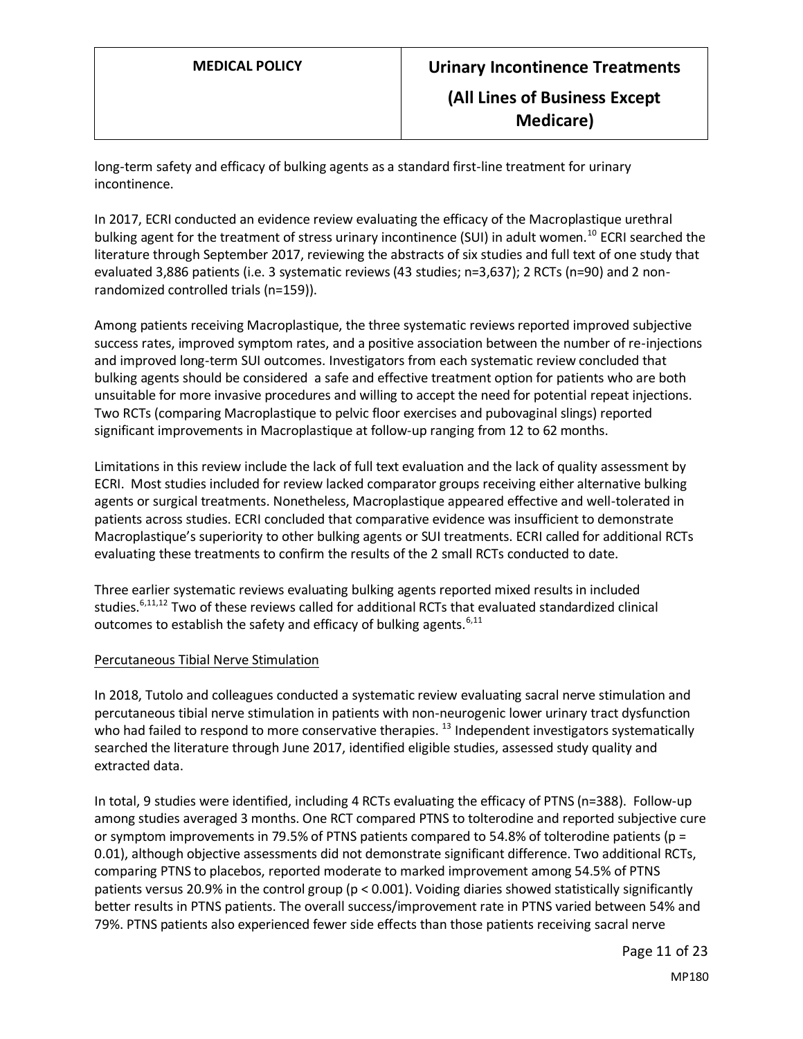long-term safety and efficacy of bulking agents as a standard first-line treatment for urinary incontinence.

In 2017, ECRI conducted an evidence review evaluating the efficacy of the Macroplastique urethral bulking agent for the treatment of stress urinary incontinence (SUI) in adult women.[10] ECRI searched the literature through September 2017, reviewing the abstracts of six studies and full text of one study that evaluated 3,886 patients (i.e. 3 systematic reviews (43 studies; n=3,637); 2 RCTs (n=90) and 2 non-randomized controlled trials (n=159)).

Among patients receiving Macroplastique, the three systematic reviews reported improved subjective success rates, improved symptom rates, and a positive association between the number of re-injections and improved long-term SUI outcomes. Investigators from each systematic review concluded that bulking agents should be considered a safe and effective treatment option for patients who are both unsuitable for more invasive procedures and willing to accept the need for potential repeat injections. Two RCTs (comparing Macroplastique to pelvic floor exercises and pubovaginal slings) reported significant improvements in Macroplastique at follow-up ranging from 12 to 62 months.

Limitations in this review include the lack of full text evaluation and the lack of quality assessment by ECRI. Most studies included for review lacked comparator groups receiving either alternative bulking agents or surgical treatments. Nonetheless, Macroplastique appeared effective and well-tolerated in patients across studies. ECRI concluded that comparative evidence was insufficient to demonstrate Macroplastique's superiority to other bulking agents or SUI treatments. ECRI called for additional RCTs evaluating these treatments to confirm the results of the 2 small RCTs conducted to date.

Three earlier systematic reviews evaluating bulking agents reported mixed results in included studies.[6,11,12] Two of these reviews called for additional RCTs that evaluated standardized clinical outcomes to establish the safety and efficacy of bulking agents.[6,11]

Percutaneous Tibial Nerve Stimulation

In 2018, Tutolo and colleagues conducted a systematic review evaluating sacral nerve stimulation and percutaneous tibial nerve stimulation in patients with non-neurogenic lower urinary tract dysfunction who had failed to respond to more conservative therapies.[13] Independent investigators systematically searched the literature through June 2017, identified eligible studies, assessed study quality and extracted data.

In total, 9 studies were identified, including 4 RCTs evaluating the efficacy of PTNS (n=388). Follow-up among studies averaged 3 months. One RCT compared PTNS to tolterodine and reported subjective cure or symptom improvements in 79.5% of PTNS patients compared to 54.8% of tolterodine patients ($p = 0.01$), although objective assessments did not demonstrate significant difference. Two additional RCTs, comparing PTNS to placebos, reported moderate to marked improvement among 54.5% of PTNS patients versus 20.9% in the control group ($p < 0.001$). Voiding diaries showed statistically significantly better results in PTNS patients. The overall success/improvement rate in PTNS varied between 54% and 79%. PTNS patients also experienced fewer side effects than those patients receiving sacral nerve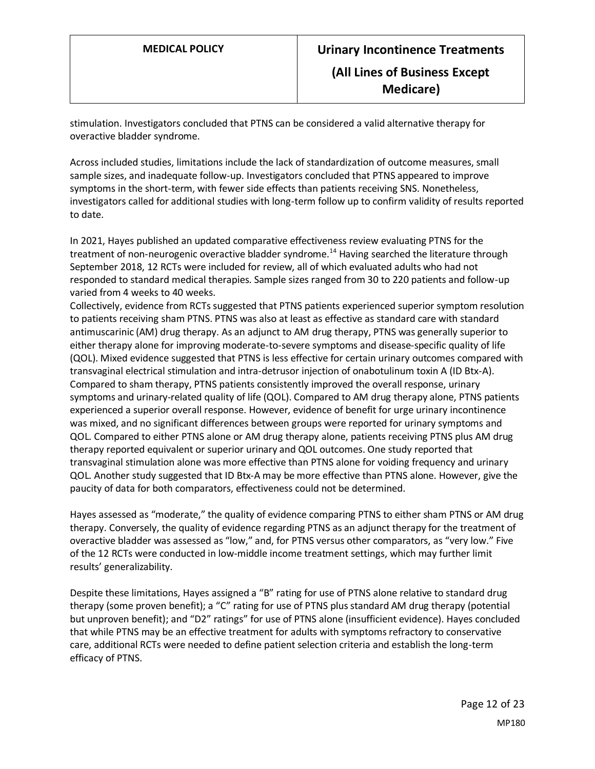stimulation. Investigators concluded that PTNS can be considered a valid alternative therapy for overactive bladder syndrome.

Across included studies, limitations include the lack of standardization of outcome measures, small sample sizes, and inadequate follow-up. Investigators concluded that PTNS appeared to improve symptoms in the short-term, with fewer side effects than patients receiving SNS. Nonetheless, investigators called for additional studies with long-term follow up to confirm validity of results reported to date.

In 2021, Hayes published an updated comparative effectiveness review evaluating PTNS for the treatment of non-neurogenic overactive bladder syndrome.[14] Having searched the literature through September 2018, 12 RCTs were included for review, all of which evaluated adults who had not responded to standard medical therapies. Sample sizes ranged from 30 to 220 patients and follow-up varied from 4 weeks to 40 weeks.

Collectively, evidence from RCTs suggested that PTNS patients experienced superior symptom resolution to patients receiving sham PTNS. PTNS was also at least as effective as standard care with standard antimuscarinic (AM) drug therapy. As an adjunct to AM drug therapy, PTNS was generally superior to either therapy alone for improving moderate-to-severe symptoms and disease-specific quality of life (QOL). Mixed evidence suggested that PTNS is less effective for certain urinary outcomes compared with transvaginal electrical stimulation and intra-detrusor injection of onabotulinum toxin A (ID Btx-A). Compared to sham therapy, PTNS patients consistently improved the overall response, urinary symptoms and urinary-related quality of life (QOL). Compared to AM drug therapy alone, PTNS patients experienced a superior overall response. However, evidence of benefit for urge urinary incontinence was mixed, and no significant differences between groups were reported for urinary symptoms and QOL. Compared to either PTNS alone or AM drug therapy alone, patients receiving PTNS plus AM drug therapy reported equivalent or superior urinary and QOL outcomes. One study reported that transvaginal stimulation alone was more effective than PTNS alone for voiding frequency and urinary QOL. Another study suggested that ID Btx-A may be more effective than PTNS alone. However, give the paucity of data for both comparators, effectiveness could not be determined.

Hayes assessed as "moderate," the quality of evidence comparing PTNS to either sham PTNS or AM drug therapy. Conversely, the quality of evidence regarding PTNS as an adjunct therapy for the treatment of overactive bladder was assessed as "low," and, for PTNS versus other comparators, as "very low." Five of the 12 RCTs were conducted in low-middle income treatment settings, which may further limit results' generalizability.

Despite these limitations, Hayes assigned a "B" rating for use of PTNS alone relative to standard drug therapy (some proven benefit); a "C" rating for use of PTNS plus standard AM drug therapy (potential but unproven benefit); and "D2" ratings" for use of PTNS alone (insufficient evidence). Hayes concluded that while PTNS may be an effective treatment for adults with symptoms refractory to conservative care, additional RCTs were needed to define patient selection criteria and establish the long-term efficacy of PTNS.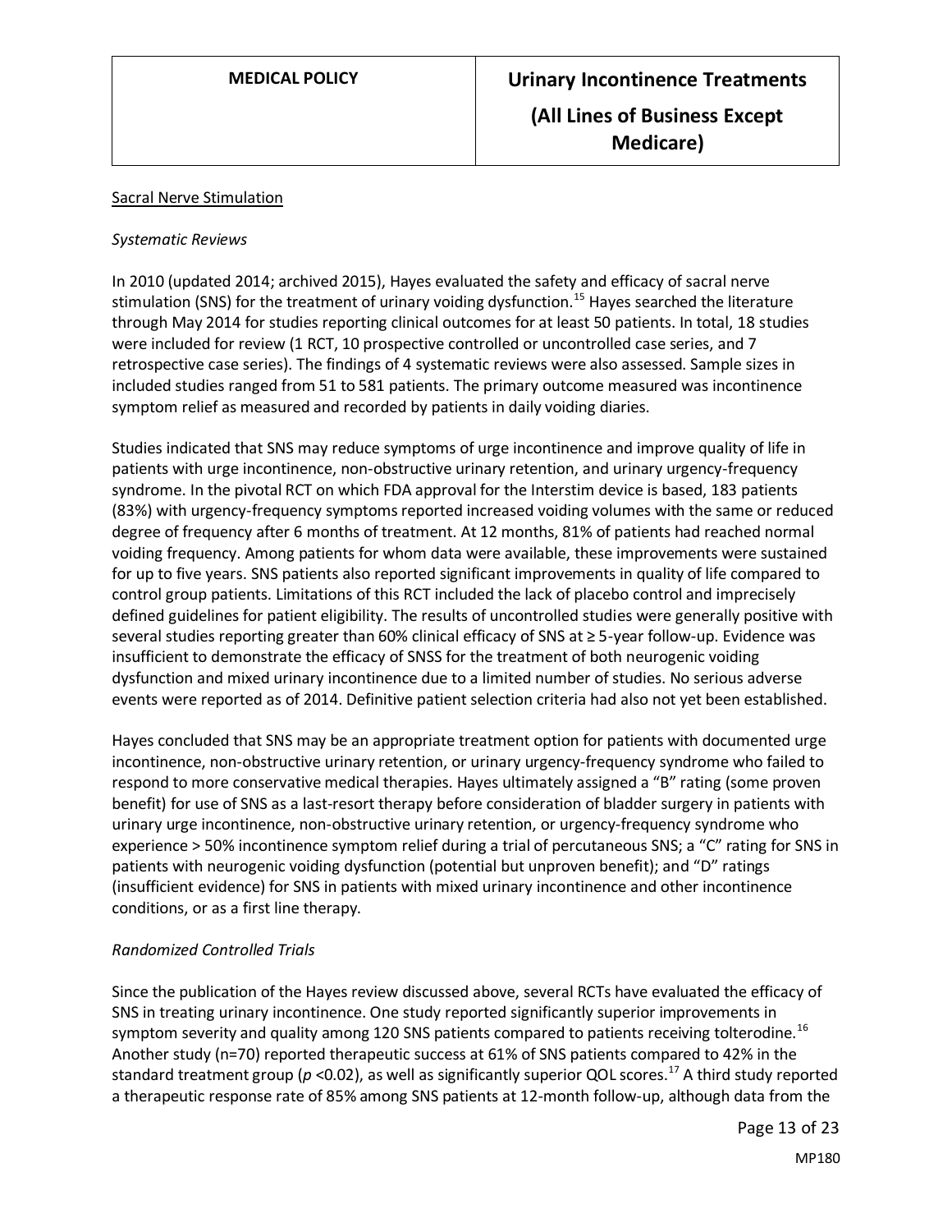Sacral Nerve Stimulation

*Systematic Reviews*

In 2010 (updated 2014; archived 2015), Hayes evaluated the safety and efficacy of sacral nerve stimulation (SNS) for the treatment of urinary voiding dysfunction.[15] Hayes searched the literature through May 2014 for studies reporting clinical outcomes for at least 50 patients. In total, 18 studies were included for review (1 RCT, 10 prospective controlled or uncontrolled case series, and 7 retrospective case series). The findings of 4 systematic reviews were also assessed. Sample sizes in included studies ranged from 51 to 581 patients. The primary outcome measured was incontinence symptom relief as measured and recorded by patients in daily voiding diaries.

Studies indicated that SNS may reduce symptoms of urge incontinence and improve quality of life in patients with urge incontinence, non-obstructive urinary retention, and urinary urgency-frequency syndrome. In the pivotal RCT on which FDA approval for the Interstim device is based, 183 patients (83%) with urgency-frequency symptoms reported increased voiding volumes with the same or reduced degree of frequency after 6 months of treatment. At 12 months, 81% of patients had reached normal voiding frequency. Among patients for whom data were available, these improvements were sustained for up to five years. SNS patients also reported significant improvements in quality of life compared to control group patients. Limitations of this RCT included the lack of placebo control and imprecisely defined guidelines for patient eligibility. The results of uncontrolled studies were generally positive with several studies reporting greater than 60% clinical efficacy of SNS at ≥ 5-year follow-up. Evidence was insufficient to demonstrate the efficacy of SNSS for the treatment of both neurogenic voiding dysfunction and mixed urinary incontinence due to a limited number of studies. No serious adverse events were reported as of 2014. Definitive patient selection criteria had also not yet been established.

Hayes concluded that SNS may be an appropriate treatment option for patients with documented urge incontinence, non-obstructive urinary retention, or urinary urgency-frequency syndrome who failed to respond to more conservative medical therapies. Hayes ultimately assigned a "B" rating (some proven benefit) for use of SNS as a last-resort therapy before consideration of bladder surgery in patients with urinary urge incontinence, non-obstructive urinary retention, or urgency-frequency syndrome who experience > 50% incontinence symptom relief during a trial of percutaneous SNS; a "C" rating for SNS in patients with neurogenic voiding dysfunction (potential but unproven benefit); and "D" ratings (insufficient evidence) for SNS in patients with mixed urinary incontinence and other incontinence conditions, or as a first line therapy.

*Randomized Controlled Trials*

Since the publication of the Hayes review discussed above, several RCTs have evaluated the efficacy of SNS in treating urinary incontinence. One study reported significantly superior improvements in symptom severity and quality among 120 SNS patients compared to patients receiving tolterodine.[16] Another study (n=70) reported therapeutic success at 61% of SNS patients compared to 42% in the standard treatment group ($p$ <0.02), as well as significantly superior QOL scores.[17] A third study reported a therapeutic response rate of 85% among SNS patients at 12-month follow-up, although data from the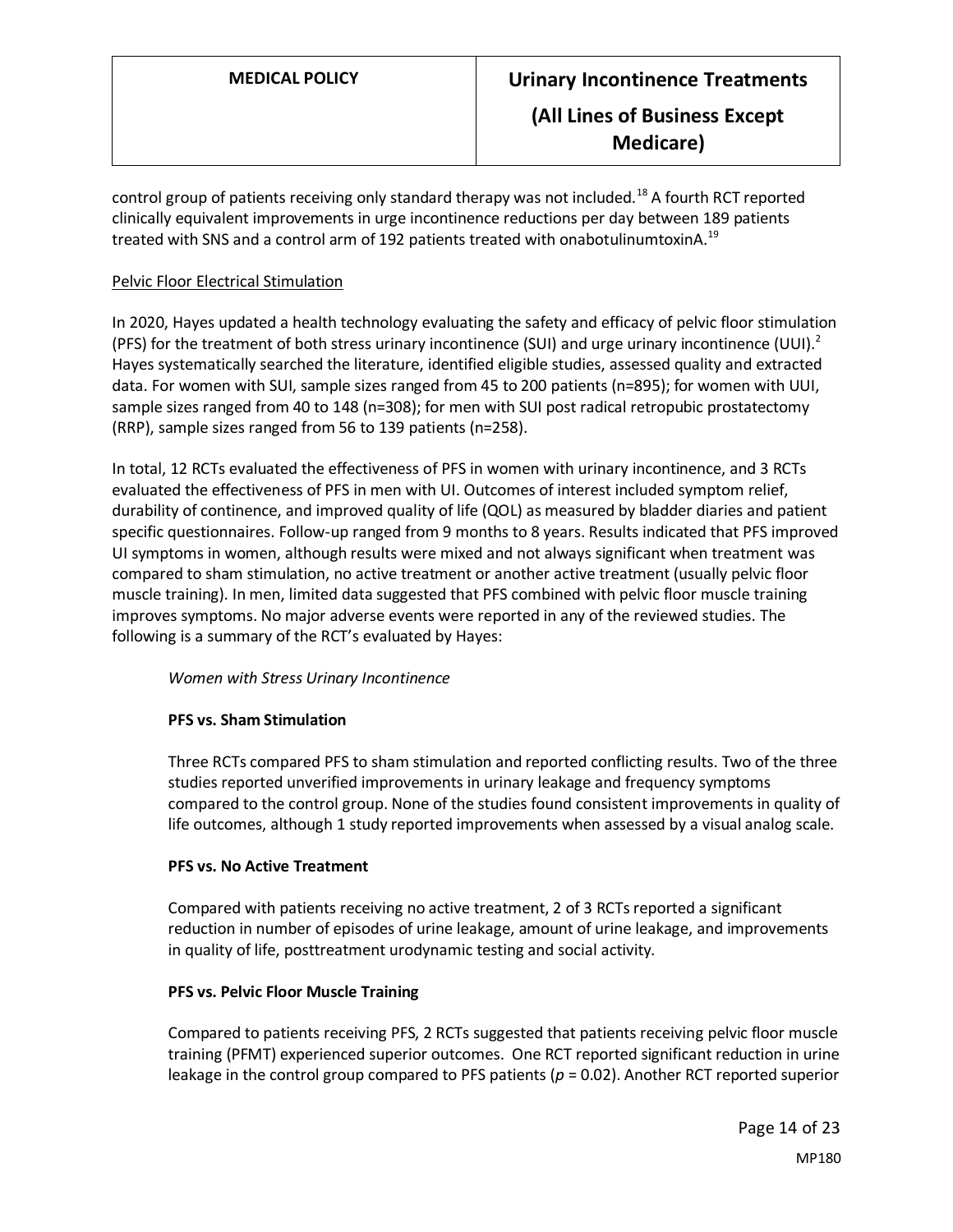control group of patients receiving only standard therapy was not included.[18] A fourth RCT reported clinically equivalent improvements in urge incontinence reductions per day between 189 patients treated with SNS and a control arm of 192 patients treated with onabotulinumtoxinA.[19]

Pelvic Floor Electrical Stimulation

In 2020, Hayes updated a health technology evaluating the safety and efficacy of pelvic floor stimulation (PFS) for the treatment of both stress urinary incontinence (SUI) and urge urinary incontinence (UUI).[2] Hayes systematically searched the literature, identified eligible studies, assessed quality and extracted data. For women with SUI, sample sizes ranged from 45 to 200 patients (n=895); for women with UUI, sample sizes ranged from 40 to 148 (n=308); for men with SUI post radical retropubic prostatectomy (RRP), sample sizes ranged from 56 to 139 patients (n=258).

In total, 12 RCTs evaluated the effectiveness of PFS in women with urinary incontinence, and 3 RCTs evaluated the effectiveness of PFS in men with UI. Outcomes of interest included symptom relief, durability of continence, and improved quality of life (QOL) as measured by bladder diaries and patient specific questionnaires. Follow-up ranged from 9 months to 8 years. Results indicated that PFS improved UI symptoms in women, although results were mixed and not always significant when treatment was compared to sham stimulation, no active treatment or another active treatment (usually pelvic floor muscle training). In men, limited data suggested that PFS combined with pelvic floor muscle training improves symptoms. No major adverse events were reported in any of the reviewed studies. The following is a summary of the RCT's evaluated by Hayes:

*Women with Stress Urinary Incontinence*

**PFS vs. Sham Stimulation**

Three RCTs compared PFS to sham stimulation and reported conflicting results. Two of the three studies reported unverified improvements in urinary leakage and frequency symptoms compared to the control group. None of the studies found consistent improvements in quality of life outcomes, although 1 study reported improvements when assessed by a visual analog scale.

**PFS vs. No Active Treatment**

Compared with patients receiving no active treatment, 2 of 3 RCTs reported a significant reduction in number of episodes of urine leakage, amount of urine leakage, and improvements in quality of life, posttreatment urodynamic testing and social activity.

**PFS vs. Pelvic Floor Muscle Training**

Compared to patients receiving PFS, 2 RCTs suggested that patients receiving pelvic floor muscle training (PFMT) experienced superior outcomes. One RCT reported significant reduction in urine leakage in the control group compared to PFS patients ($p = 0.02$). Another RCT reported superior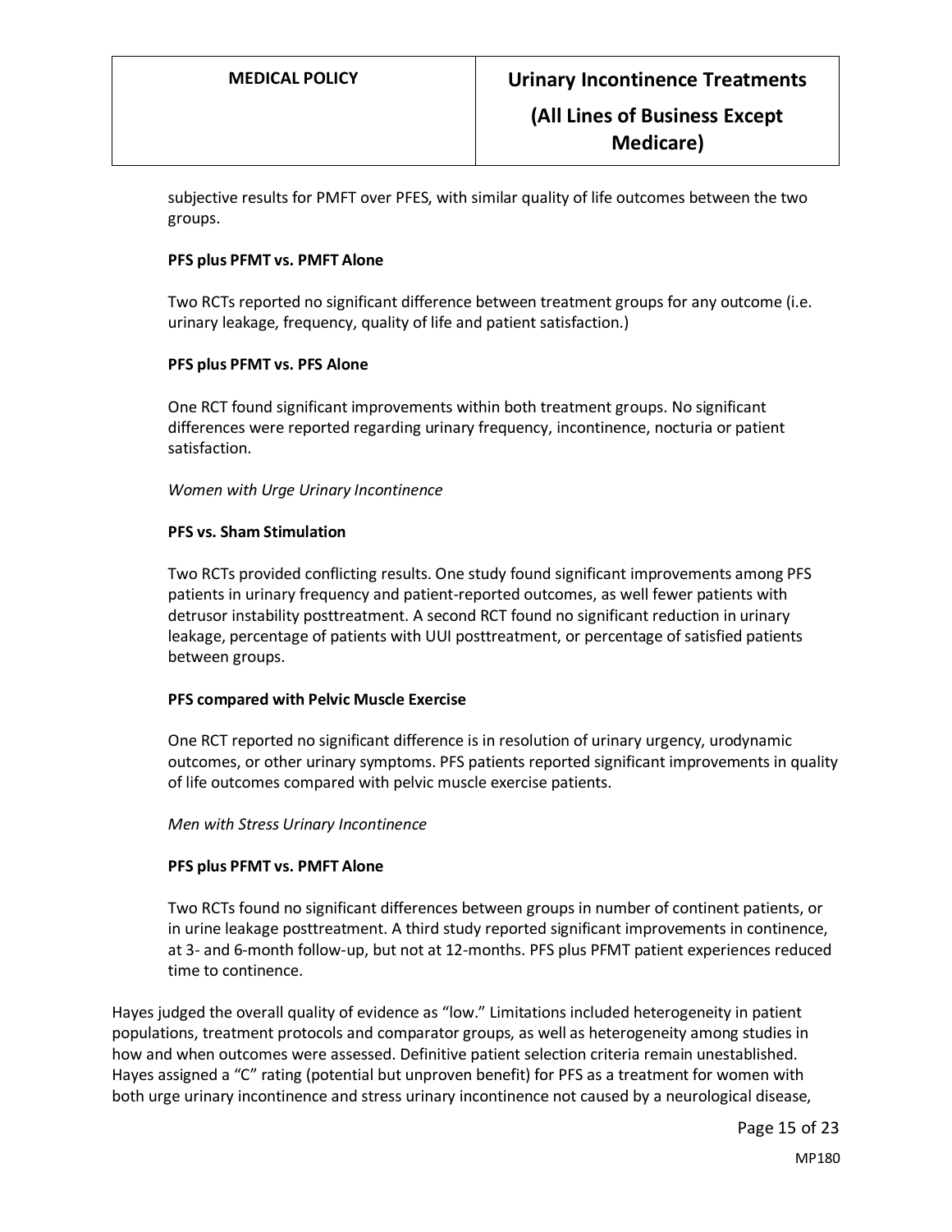subjective results for PMFT over PFES, with similar quality of life outcomes between the two groups.

**PFS plus PFMT vs. PMFT Alone**

Two RCTs reported no significant difference between treatment groups for any outcome (i.e. urinary leakage, frequency, quality of life and patient satisfaction.)

**PFS plus PFMT vs. PFS Alone**

One RCT found significant improvements within both treatment groups. No significant differences were reported regarding urinary frequency, incontinence, nocturia or patient satisfaction.

*Women with Urge Urinary Incontinence*

**PFS vs. Sham Stimulation**

Two RCTs provided conflicting results. One study found significant improvements among PFS patients in urinary frequency and patient-reported outcomes, as well fewer patients with detrusor instability posttreatment. A second RCT found no significant reduction in urinary leakage, percentage of patients with UUI posttreatment, or percentage of satisfied patients between groups.

**PFS compared with Pelvic Muscle Exercise**

One RCT reported no significant difference is in resolution of urinary urgency, urodynamic outcomes, or other urinary symptoms. PFS patients reported significant improvements in quality of life outcomes compared with pelvic muscle exercise patients.

*Men with Stress Urinary Incontinence*

**PFS plus PFMT vs. PMFT Alone**

Two RCTs found no significant differences between groups in number of continent patients, or in urine leakage posttreatment. A third study reported significant improvements in continence, at 3- and 6-month follow-up, but not at 12-months. PFS plus PFMT patient experiences reduced time to continence.

Hayes judged the overall quality of evidence as "low." Limitations included heterogeneity in patient populations, treatment protocols and comparator groups, as well as heterogeneity among studies in how and when outcomes were assessed. Definitive patient selection criteria remain unestablished. Hayes assigned a "C" rating (potential but unproven benefit) for PFS as a treatment for women with both urge urinary incontinence and stress urinary incontinence not caused by a neurological disease,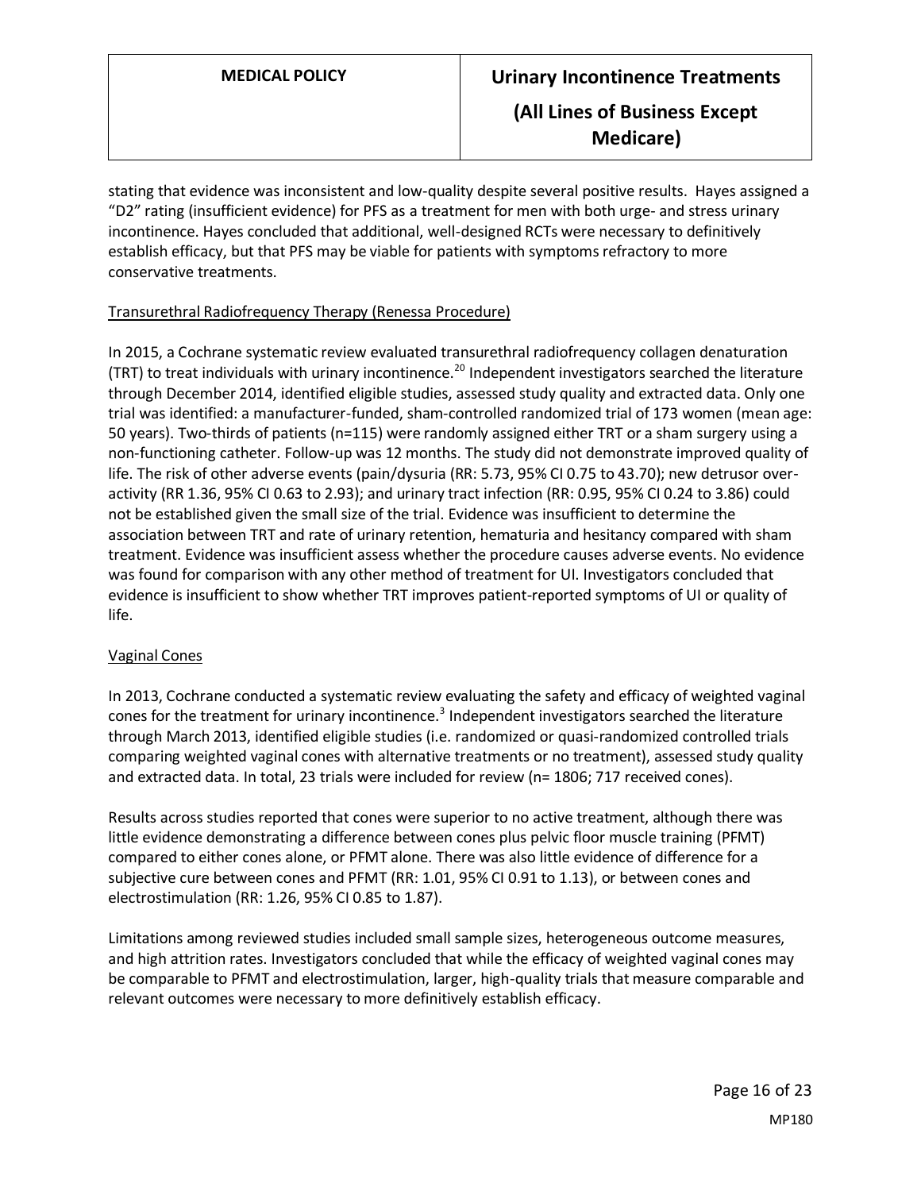stating that evidence was inconsistent and low-quality despite several positive results. Hayes assigned a "D2" rating (insufficient evidence) for PFS as a treatment for men with both urge- and stress urinary incontinence. Hayes concluded that additional, well-designed RCTs were necessary to definitively establish efficacy, but that PFS may be viable for patients with symptoms refractory to more conservative treatments.

### Transurethral Radiofrequency Therapy (Renessa Procedure)

In 2015, a Cochrane systematic review evaluated transurethral radiofrequency collagen denaturation (TRT) to treat individuals with urinary incontinence.[20] Independent investigators searched the literature through December 2014, identified eligible studies, assessed study quality and extracted data. Only one trial was identified: a manufacturer-funded, sham-controlled randomized trial of 173 women (mean age: 50 years). Two-thirds of patients (n=115) were randomly assigned either TRT or a sham surgery using a non-functioning catheter. Follow-up was 12 months. The study did not demonstrate improved quality of life. The risk of other adverse events (pain/dysuria (RR: 5.73, 95% CI 0.75 to 43.70); new detrusor over-activity (RR 1.36, 95% CI 0.63 to 2.93); and urinary tract infection (RR: 0.95, 95% CI 0.24 to 3.86) could not be established given the small size of the trial. Evidence was insufficient to determine the association between TRT and rate of urinary retention, hematuria and hesitancy compared with sham treatment. Evidence was insufficient assess whether the procedure causes adverse events. No evidence was found for comparison with any other method of treatment for UI. Investigators concluded that evidence is insufficient to show whether TRT improves patient-reported symptoms of UI or quality of life.

### Vaginal Cones

In 2013, Cochrane conducted a systematic review evaluating the safety and efficacy of weighted vaginal cones for the treatment for urinary incontinence.[3] Independent investigators searched the literature through March 2013, identified eligible studies (i.e. randomized or quasi-randomized controlled trials comparing weighted vaginal cones with alternative treatments or no treatment), assessed study quality and extracted data. In total, 23 trials were included for review (n= 1806; 717 received cones).

Results across studies reported that cones were superior to no active treatment, although there was little evidence demonstrating a difference between cones plus pelvic floor muscle training (PFMT) compared to either cones alone, or PFMT alone. There was also little evidence of difference for a subjective cure between cones and PFMT (RR: 1.01, 95% CI 0.91 to 1.13), or between cones and electrostimulation (RR: 1.26, 95% CI 0.85 to 1.87).

Limitations among reviewed studies included small sample sizes, heterogeneous outcome measures, and high attrition rates. Investigators concluded that while the efficacy of weighted vaginal cones may be comparable to PFMT and electrostimulation, larger, high-quality trials that measure comparable and relevant outcomes were necessary to more definitively establish efficacy.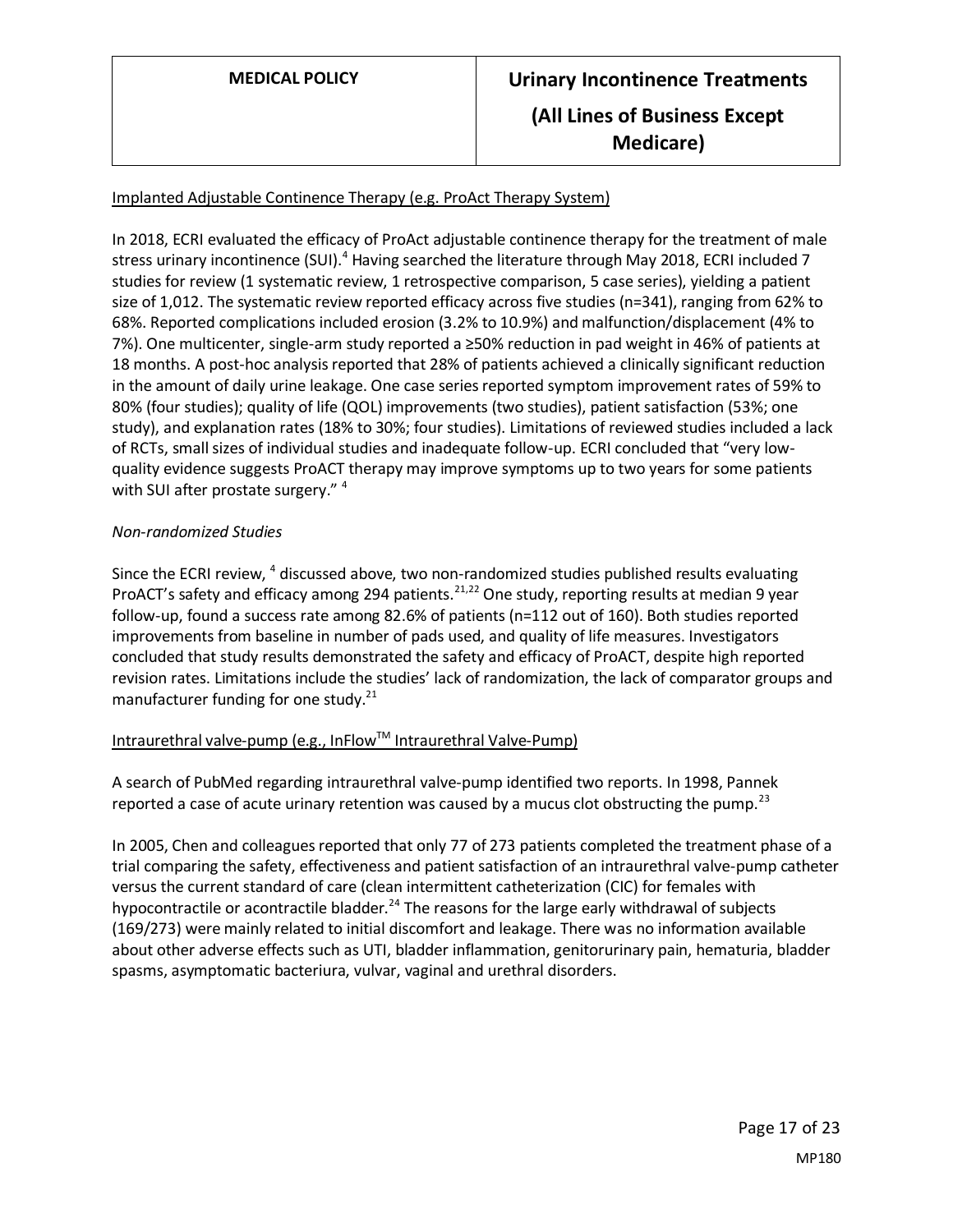Implanted Adjustable Continence Therapy (e.g. ProAct Therapy System)

In 2018, ECRI evaluated the efficacy of ProAct adjustable continence therapy for the treatment of male stress urinary incontinence (SUI).[4] Having searched the literature through May 2018, ECRI included 7 studies for review (1 systematic review, 1 retrospective comparison, 5 case series), yielding a patient size of 1,012. The systematic review reported efficacy across five studies (n=341), ranging from 62% to 68%. Reported complications included erosion (3.2% to 10.9%) and malfunction/displacement (4% to 7%). One multicenter, single-arm study reported a ≥50% reduction in pad weight in 46% of patients at 18 months. A post-hoc analysis reported that 28% of patients achieved a clinically significant reduction in the amount of daily urine leakage. One case series reported symptom improvement rates of 59% to 80% (four studies); quality of life (QOL) improvements (two studies), patient satisfaction (53%; one study), and explanation rates (18% to 30%; four studies). Limitations of reviewed studies included a lack of RCTs, small sizes of individual studies and inadequate follow-up. ECRI concluded that "very low-quality evidence suggests ProACT therapy may improve symptoms up to two years for some patients with SUI after prostate surgery." [4]

*Non-randomized Studies*

Since the ECRI review, [4] discussed above, two non-randomized studies published results evaluating ProACT's safety and efficacy among 294 patients.[21,22] One study, reporting results at median 9 year follow-up, found a success rate among 82.6% of patients (n=112 out of 160). Both studies reported improvements from baseline in number of pads used, and quality of life measures. Investigators concluded that study results demonstrated the safety and efficacy of ProACT, despite high reported revision rates. Limitations include the studies' lack of randomization, the lack of comparator groups and manufacturer funding for one study.[21]

Intraurethral valve-pump (e.g., InFlow™ Intraurethral Valve-Pump)

A search of PubMed regarding intraurethral valve-pump identified two reports. In 1998, Pannek reported a case of acute urinary retention was caused by a mucus clot obstructing the pump.[23]

In 2005, Chen and colleagues reported that only 77 of 273 patients completed the treatment phase of a trial comparing the safety, effectiveness and patient satisfaction of an intraurethral valve-pump catheter versus the current standard of care (clean intermittent catheterization (CIC) for females with hypocontractile or acontractile bladder.[24] The reasons for the large early withdrawal of subjects (169/273) were mainly related to initial discomfort and leakage. There was no information available about other adverse effects such as UTI, bladder inflammation, genitorurinary pain, hematuria, bladder spasms, asymptomatic bacteriura, vulvar, vaginal and urethral disorders.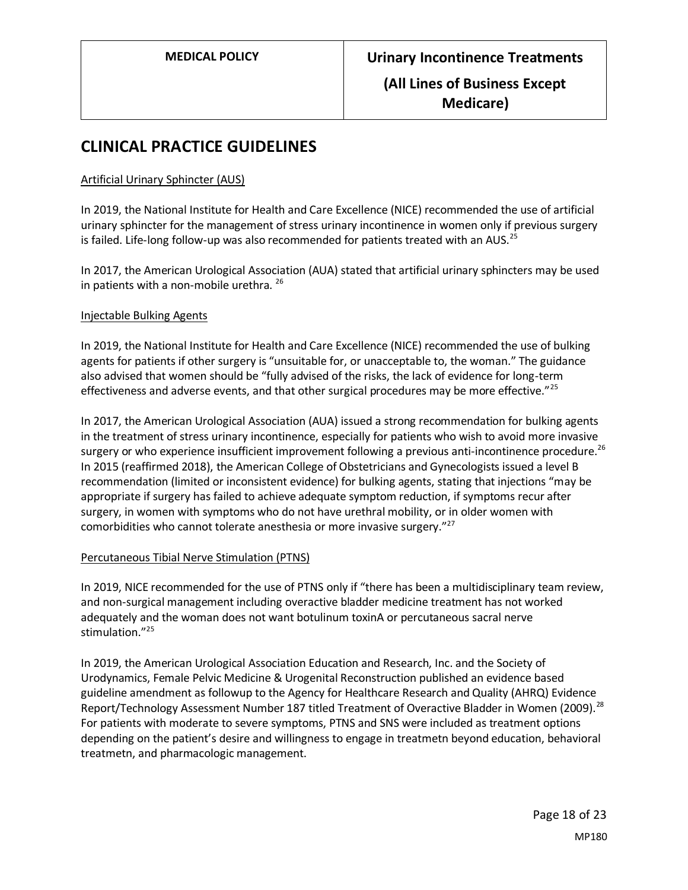## CLINICAL PRACTICE GUIDELINES

Artificial Urinary Sphincter (AUS)

In 2019, the National Institute for Health and Care Excellence (NICE) recommended the use of artificial urinary sphincter for the management of stress urinary incontinence in women only if previous surgery is failed. Life-long follow-up was also recommended for patients treated with an AUS.[25]

In 2017, the American Urological Association (AUA) stated that artificial urinary sphincters may be used in patients with a non-mobile urethra.[26]

Injectable Bulking Agents

In 2019, the National Institute for Health and Care Excellence (NICE) recommended the use of bulking agents for patients if other surgery is "unsuitable for, or unacceptable to, the woman." The guidance also advised that women should be "fully advised of the risks, the lack of evidence for long-term effectiveness and adverse events, and that other surgical procedures may be more effective."[25]

In 2017, the American Urological Association (AUA) issued a strong recommendation for bulking agents in the treatment of stress urinary incontinence, especially for patients who wish to avoid more invasive surgery or who experience insufficient improvement following a previous anti-incontinence procedure.[26] In 2015 (reaffirmed 2018), the American College of Obstetricians and Gynecologists issued a level B recommendation (limited or inconsistent evidence) for bulking agents, stating that injections "may be appropriate if surgery has failed to achieve adequate symptom reduction, if symptoms recur after surgery, in women with symptoms who do not have urethral mobility, or in older women with comorbidities who cannot tolerate anesthesia or more invasive surgery."[27]

Percutaneous Tibial Nerve Stimulation (PTNS)

In 2019, NICE recommended for the use of PTNS only if "there has been a multidisciplinary team review, and non-surgical management including overactive bladder medicine treatment has not worked adequately and the woman does not want botulinum toxinA or percutaneous sacral nerve stimulation."[25]

In 2019, the American Urological Association Education and Research, Inc. and the Society of Urodynamics, Female Pelvic Medicine & Urogenital Reconstruction published an evidence based guideline amendment as followup to the Agency for Healthcare Research and Quality (AHRQ) Evidence Report/Technology Assessment Number 187 titled Treatment of Overactive Bladder in Women (2009).[28] For patients with moderate to severe symptoms, PTNS and SNS were included as treatment options depending on the patient's desire and willingness to engage in treatmetn beyond education, behavioral treatmetn, and pharmacologic management.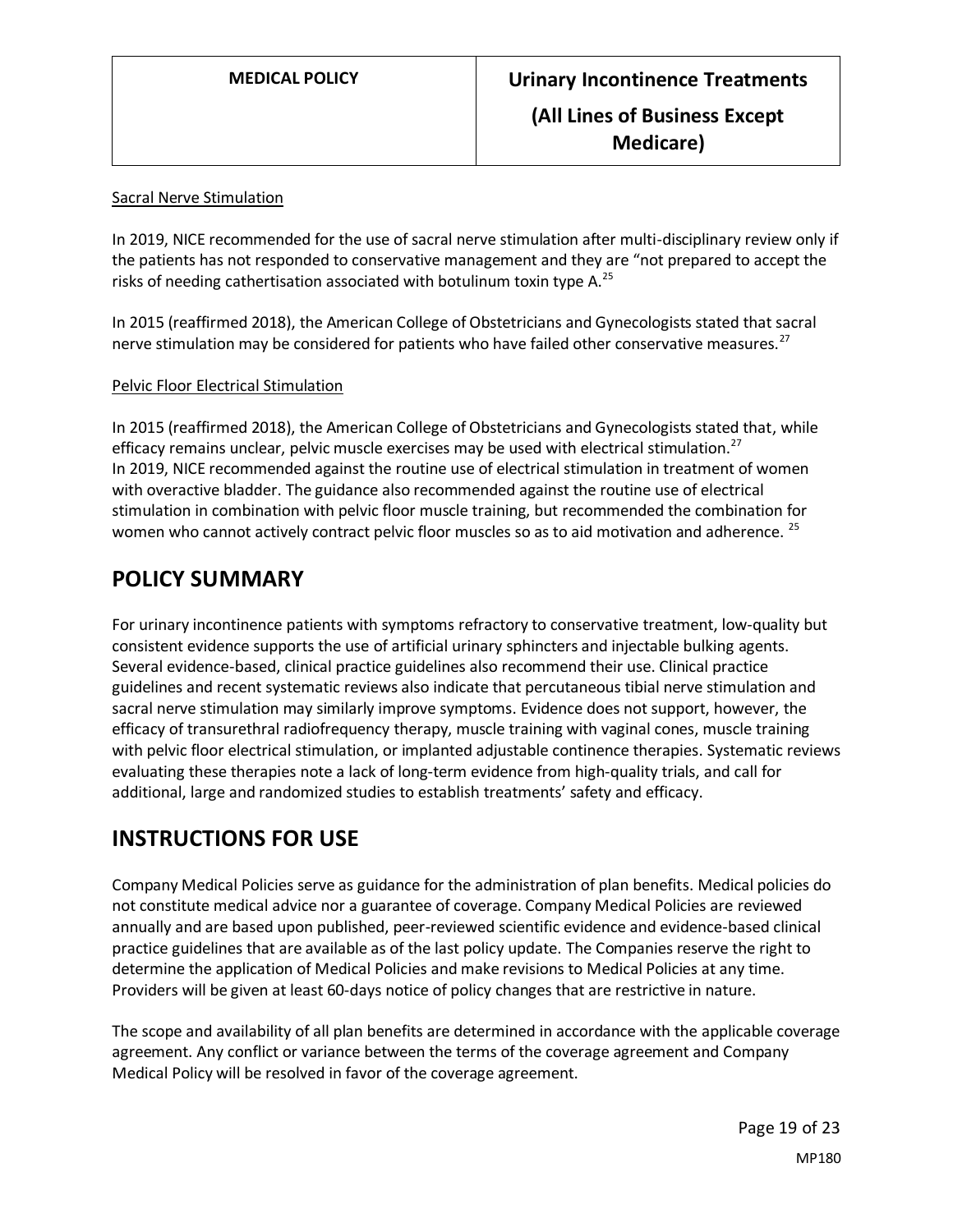Sacral Nerve Stimulation

In 2019, NICE recommended for the use of sacral nerve stimulation after multi-disciplinary review only if the patients has not responded to conservative management and they are "not prepared to accept the risks of needing cathertisation associated with botulinum toxin type A.[25]

In 2015 (reaffirmed 2018), the American College of Obstetricians and Gynecologists stated that sacral nerve stimulation may be considered for patients who have failed other conservative measures.[27]

Pelvic Floor Electrical Stimulation

In 2015 (reaffirmed 2018), the American College of Obstetricians and Gynecologists stated that, while efficacy remains unclear, pelvic muscle exercises may be used with electrical stimulation.[27]
In 2019, NICE recommended against the routine use of electrical stimulation in treatment of women with overactive bladder. The guidance also recommended against the routine use of electrical stimulation in combination with pelvic floor muscle training, but recommended the combination for women who cannot actively contract pelvic floor muscles so as to aid motivation and adherence.[25]

# POLICY SUMMARY

For urinary incontinence patients with symptoms refractory to conservative treatment, low-quality but consistent evidence supports the use of artificial urinary sphincters and injectable bulking agents. Several evidence-based, clinical practice guidelines also recommend their use. Clinical practice guidelines and recent systematic reviews also indicate that percutaneous tibial nerve stimulation and sacral nerve stimulation may similarly improve symptoms. Evidence does not support, however, the efficacy of transurethral radiofrequency therapy, muscle training with vaginal cones, muscle training with pelvic floor electrical stimulation, or implanted adjustable continence therapies. Systematic reviews evaluating these therapies note a lack of long-term evidence from high-quality trials, and call for additional, large and randomized studies to establish treatments' safety and efficacy.

# INSTRUCTIONS FOR USE

Company Medical Policies serve as guidance for the administration of plan benefits. Medical policies do not constitute medical advice nor a guarantee of coverage. Company Medical Policies are reviewed annually and are based upon published, peer-reviewed scientific evidence and evidence-based clinical practice guidelines that are available as of the last policy update. The Companies reserve the right to determine the application of Medical Policies and make revisions to Medical Policies at any time. Providers will be given at least 60-days notice of policy changes that are restrictive in nature.

The scope and availability of all plan benefits are determined in accordance with the applicable coverage agreement. Any conflict or variance between the terms of the coverage agreement and Company Medical Policy will be resolved in favor of the coverage agreement.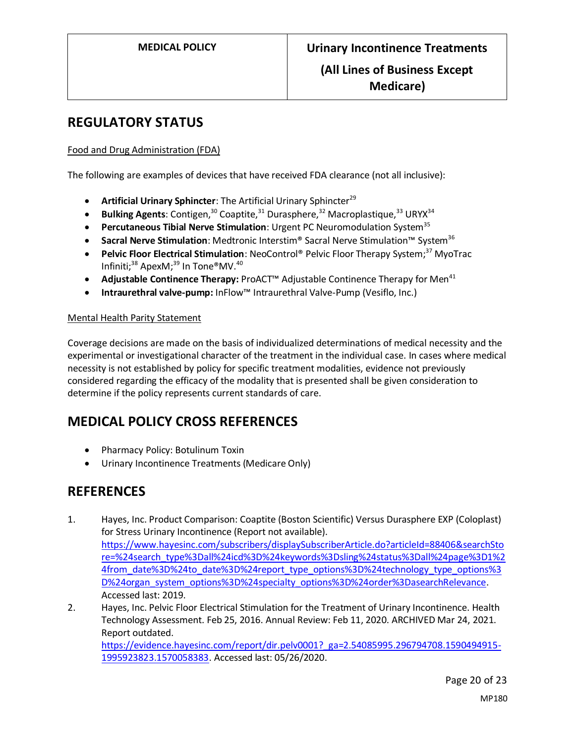## REGULATORY STATUS

Food and Drug Administration (FDA)

The following are examples of devices that have received FDA clearance (not all inclusive):

- **Artificial Urinary Sphincter**: The Artificial Urinary Sphincter[29]
- **Bulking Agents**: Contigen,[30] Coaptite,[31] Durasphere,[32] Macroplastique,[33] URYX[34]
- **Percutaneous Tibial Nerve Stimulation**: Urgent PC Neuromodulation System[35]
- **Sacral Nerve Stimulation**: Medtronic Interstim® Sacral Nerve Stimulation™ System[36]
- **Pelvic Floor Electrical Stimulation**: NeoControl® Pelvic Floor Therapy System;[37] MyoTrac Infiniti;[38] ApexM;[39] In Tone®MV.[40]
- **Adjustable Continence Therapy:** ProACT™ Adjustable Continence Therapy for Men[41]
- **Intraurethral valve-pump:** InFlow™ Intraurethral Valve-Pump (Vesiflo, Inc.)

Mental Health Parity Statement

Coverage decisions are made on the basis of individualized determinations of medical necessity and the experimental or investigational character of the treatment in the individual case. In cases where medical necessity is not established by policy for specific treatment modalities, evidence not previously considered regarding the efficacy of the modality that is presented shall be given consideration to determine if the policy represents current standards of care.

## MEDICAL POLICY CROSS REFERENCES

- Pharmacy Policy: Botulinum Toxin
- Urinary Incontinence Treatments (Medicare Only)

## REFERENCES

1. Hayes, Inc. Product Comparison: Coaptite (Boston Scientific) Versus Durasphere EXP (Coloplast) for Stress Urinary Incontinence (Report not available). https://www.hayesinc.com/subscribers/displaySubscriberArticle.do?articleId=88406&searchStore=%24search_type%3Dall%24icd%3D%24keywords%3Dsling%24status%3Dall%24page%3D1%24from_date%3D%24to_date%3D%24report_type_options%3D%24technology_type_options%3D%24organ_system_options%3D%24specialty_options%3D%24order%3DasearchRelevance. Accessed last: 2019.
2. Hayes, Inc. Pelvic Floor Electrical Stimulation for the Treatment of Urinary Incontinence. Health Technology Assessment. Feb 25, 2016. Annual Review: Feb 11, 2020. ARCHIVED Mar 24, 2021. Report outdated. https://evidence.hayesinc.com/report/dir.pelv0001?_ga=2.54085995.296794708.1590494915-1995923823.1570058383. Accessed last: 05/26/2020.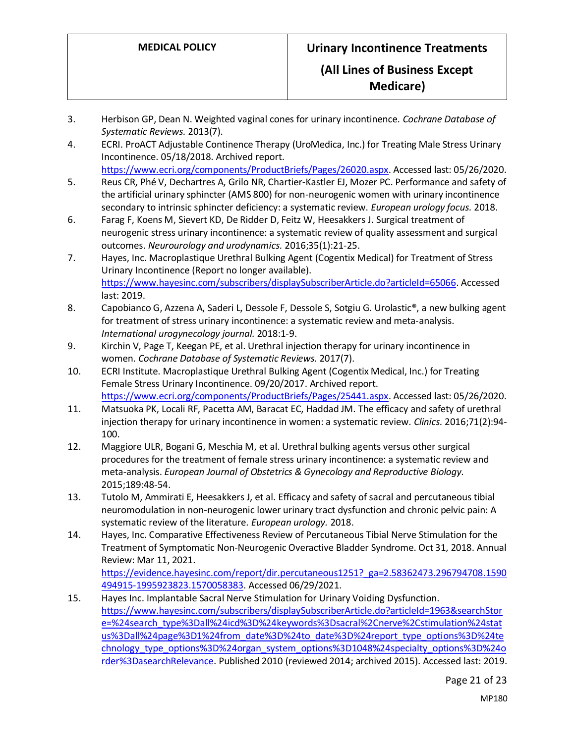3. Herbison GP, Dean N. Weighted vaginal cones for urinary incontinence. *Cochrane Database of Systematic Reviews.* 2013(7).
4. ECRI. ProACT Adjustable Continence Therapy (UroMedica, Inc.) for Treating Male Stress Urinary Incontinence. 05/18/2018. Archived report. https://www.ecri.org/components/ProductBriefs/Pages/26020.aspx. Accessed last: 05/26/2020.
5. Reus CR, Phé V, Dechartres A, Grilo NR, Chartier-Kastler EJ, Mozer PC. Performance and safety of the artificial urinary sphincter (AMS 800) for non-neurogenic women with urinary incontinence secondary to intrinsic sphincter deficiency: a systematic review. *European urology focus.* 2018.
6. Farag F, Koens M, Sievert KD, De Ridder D, Feitz W, Heesakkers J. Surgical treatment of neurogenic stress urinary incontinence: a systematic review of quality assessment and surgical outcomes. *Neurourology and urodynamics.* 2016;35(1):21-25.
7. Hayes, Inc. Macroplastique Urethral Bulking Agent (Cogentix Medical) for Treatment of Stress Urinary Incontinence (Report no longer available). https://www.hayesinc.com/subscribers/displaySubscriberArticle.do?articleId=65066. Accessed last: 2019.
8. Capobianco G, Azzena A, Saderi L, Dessole F, Dessole S, Sotgiu G. Urolastic®, a new bulking agent for treatment of stress urinary incontinence: a systematic review and meta-analysis. *International urogynecology journal.* 2018:1-9.
9. Kirchin V, Page T, Keegan PE, et al. Urethral injection therapy for urinary incontinence in women. *Cochrane Database of Systematic Reviews.* 2017(7).
10. ECRI Institute. Macroplastique Urethral Bulking Agent (Cogentix Medical, Inc.) for Treating Female Stress Urinary Incontinence. 09/20/2017. Archived report. https://www.ecri.org/components/ProductBriefs/Pages/25441.aspx. Accessed last: 05/26/2020.
11. Matsuoka PK, Locali RF, Pacetta AM, Baracat EC, Haddad JM. The efficacy and safety of urethral injection therapy for urinary incontinence in women: a systematic review. *Clinics.* 2016;71(2):94-100.
12. Maggiore ULR, Bogani G, Meschia M, et al. Urethral bulking agents versus other surgical procedures for the treatment of female stress urinary incontinence: a systematic review and meta-analysis. *European Journal of Obstetrics & Gynecology and Reproductive Biology.* 2015;189:48-54.
13. Tutolo M, Ammirati E, Heesakkers J, et al. Efficacy and safety of sacral and percutaneous tibial neuromodulation in non-neurogenic lower urinary tract dysfunction and chronic pelvic pain: A systematic review of the literature. *European urology.* 2018.
14. Hayes, Inc. Comparative Effectiveness Review of Percutaneous Tibial Nerve Stimulation for the Treatment of Symptomatic Non-Neurogenic Overactive Bladder Syndrome. Oct 31, 2018. Annual Review: Mar 11, 2021. https://evidence.hayesinc.com/report/dir.percutaneous1251?_ga=2.58362473.296794708.1590494915-1995923823.1570058383. Accessed 06/29/2021.
15. Hayes Inc. Implantable Sacral Nerve Stimulation for Urinary Voiding Dysfunction. https://www.hayesinc.com/subscribers/displaySubscriberArticle.do?articleId=1963&searchStore=%24search_type%3Dall%24icd%3D%24keywords%3Dsacral%2Cnerve%2Cstimulation%24status%3Dall%24page%3D1%24from_date%3D%24to_date%3D%24report_type_options%3D%24technology_type_options%3D%24organ_system_options%3D1048%24specialty_options%3D%24order%3DasearchRelevance. Published 2010 (reviewed 2014; archived 2015). Accessed last: 2019.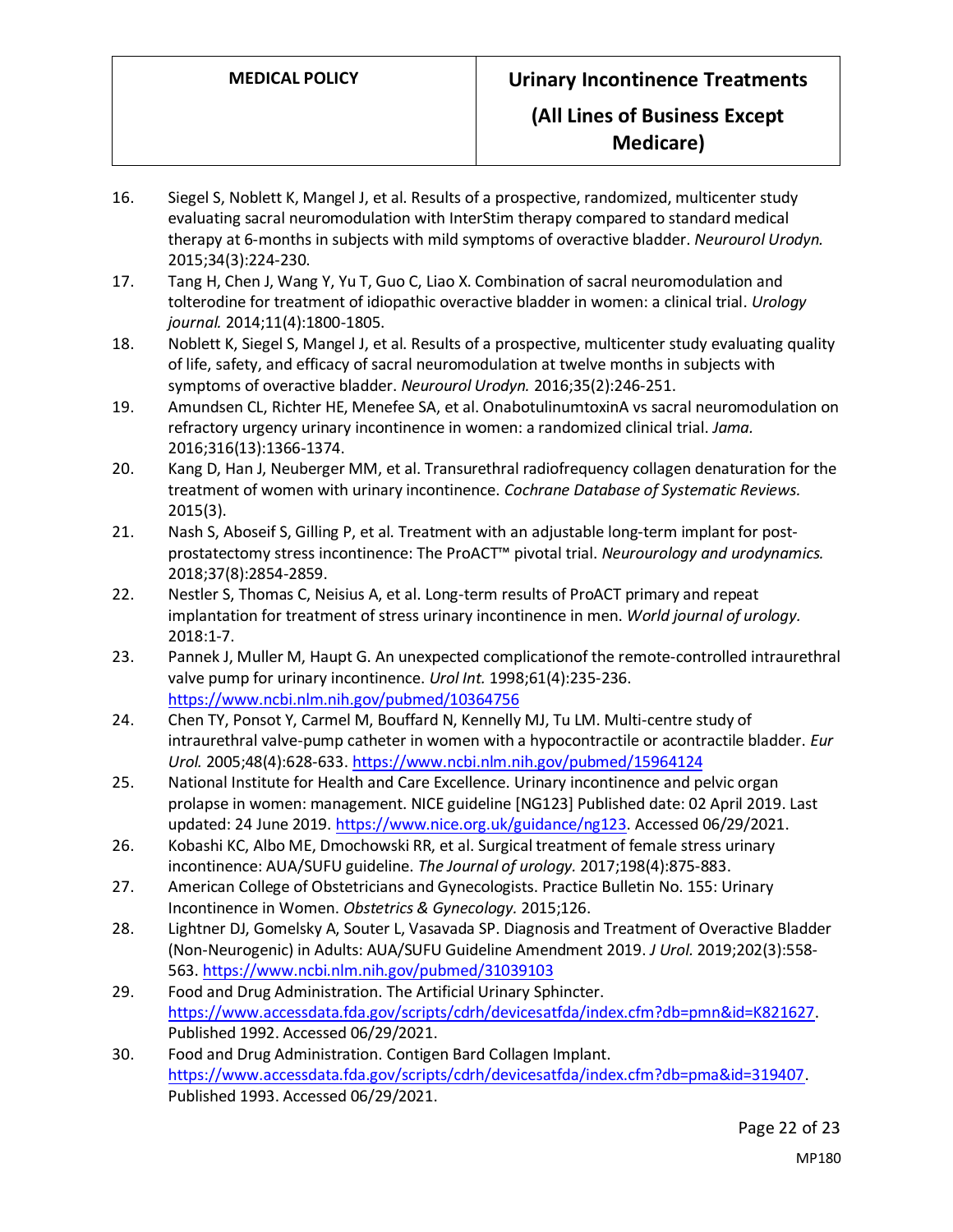16. Siegel S, Noblett K, Mangel J, et al. Results of a prospective, randomized, multicenter study evaluating sacral neuromodulation with InterStim therapy compared to standard medical therapy at 6-months in subjects with mild symptoms of overactive bladder. *Neurourol Urodyn.* 2015;34(3):224-230.
17. Tang H, Chen J, Wang Y, Yu T, Guo C, Liao X. Combination of sacral neuromodulation and tolterodine for treatment of idiopathic overactive bladder in women: a clinical trial. *Urology journal.* 2014;11(4):1800-1805.
18. Noblett K, Siegel S, Mangel J, et al. Results of a prospective, multicenter study evaluating quality of life, safety, and efficacy of sacral neuromodulation at twelve months in subjects with symptoms of overactive bladder. *Neurourol Urodyn.* 2016;35(2):246-251.
19. Amundsen CL, Richter HE, Menefee SA, et al. OnabotulinumtoxinA vs sacral neuromodulation on refractory urgency urinary incontinence in women: a randomized clinical trial. *Jama.* 2016;316(13):1366-1374.
20. Kang D, Han J, Neuberger MM, et al. Transurethral radiofrequency collagen denaturation for the treatment of women with urinary incontinence. *Cochrane Database of Systematic Reviews.* 2015(3).
21. Nash S, Aboseif S, Gilling P, et al. Treatment with an adjustable long-term implant for post-prostatectomy stress incontinence: The ProACT™ pivotal trial. *Neurourology and urodynamics.* 2018;37(8):2854-2859.
22. Nestler S, Thomas C, Neisius A, et al. Long-term results of ProACT primary and repeat implantation for treatment of stress urinary incontinence in men. *World journal of urology.* 2018:1-7.
23. Pannek J, Muller M, Haupt G. An unexpected complicationof the remote-controlled intraurethral valve pump for urinary incontinence. *Urol Int.* 1998;61(4):235-236. https://www.ncbi.nlm.nih.gov/pubmed/10364756
24. Chen TY, Ponsot Y, Carmel M, Bouffard N, Kennelly MJ, Tu LM. Multi-centre study of intraurethral valve-pump catheter in women with a hypocontractile or acontractile bladder. *Eur Urol.* 2005;48(4):628-633. https://www.ncbi.nlm.nih.gov/pubmed/15964124
25. National Institute for Health and Care Excellence. Urinary incontinence and pelvic organ prolapse in women: management. NICE guideline [NG123] Published date: 02 April 2019. Last updated: 24 June 2019. https://www.nice.org.uk/guidance/ng123. Accessed 06/29/2021.
26. Kobashi KC, Albo ME, Dmochowski RR, et al. Surgical treatment of female stress urinary incontinence: AUA/SUFU guideline. *The Journal of urology.* 2017;198(4):875-883.
27. American College of Obstetricians and Gynecologists. Practice Bulletin No. 155: Urinary Incontinence in Women. *Obstetrics & Gynecology.* 2015;126.
28. Lightner DJ, Gomelsky A, Souter L, Vasavada SP. Diagnosis and Treatment of Overactive Bladder (Non-Neurogenic) in Adults: AUA/SUFU Guideline Amendment 2019. *J Urol.* 2019;202(3):558-563. https://www.ncbi.nlm.nih.gov/pubmed/31039103
29. Food and Drug Administration. The Artificial Urinary Sphincter. https://www.accessdata.fda.gov/scripts/cdrh/devicesatfda/index.cfm?db=pmn&id=K821627. Published 1992. Accessed 06/29/2021.
30. Food and Drug Administration. Contigen Bard Collagen Implant. https://www.accessdata.fda.gov/scripts/cdrh/devicesatfda/index.cfm?db=pma&id=319407. Published 1993. Accessed 06/29/2021.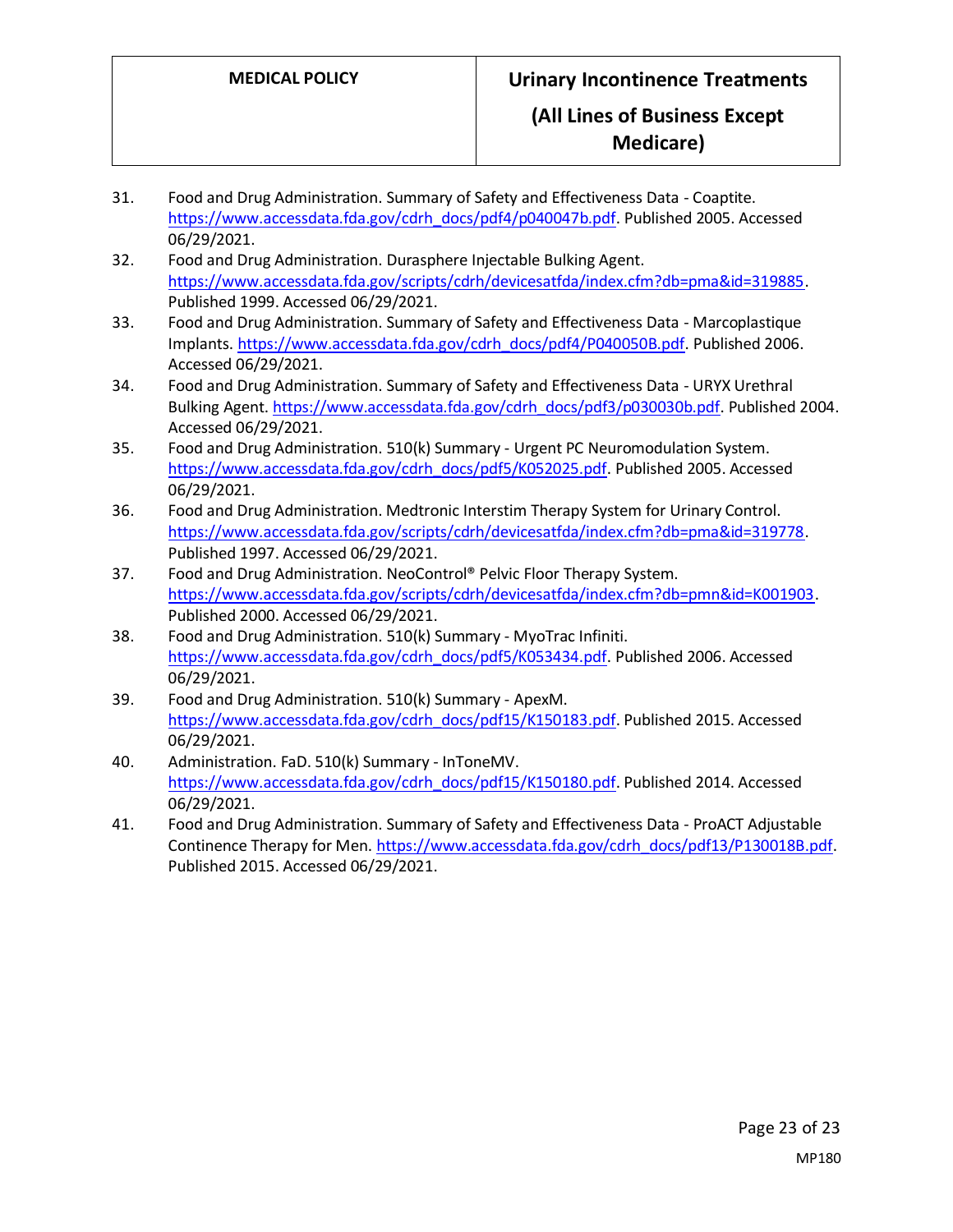31. Food and Drug Administration. Summary of Safety and Effectiveness Data - Coaptite. https://www.accessdata.fda.gov/cdrh_docs/pdf4/p040047b.pdf. Published 2005. Accessed 06/29/2021.
32. Food and Drug Administration. Durasphere Injectable Bulking Agent. https://www.accessdata.fda.gov/scripts/cdrh/devicesatfda/index.cfm?db=pma&id=319885. Published 1999. Accessed 06/29/2021.
33. Food and Drug Administration. Summary of Safety and Effectiveness Data - Marcoplastique Implants. https://www.accessdata.fda.gov/cdrh_docs/pdf4/P040050B.pdf. Published 2006. Accessed 06/29/2021.
34. Food and Drug Administration. Summary of Safety and Effectiveness Data - URYX Urethral Bulking Agent. https://www.accessdata.fda.gov/cdrh_docs/pdf3/p030030b.pdf. Published 2004. Accessed 06/29/2021.
35. Food and Drug Administration. 510(k) Summary - Urgent PC Neuromodulation System. https://www.accessdata.fda.gov/cdrh_docs/pdf5/K052025.pdf. Published 2005. Accessed 06/29/2021.
36. Food and Drug Administration. Medtronic Interstim Therapy System for Urinary Control. https://www.accessdata.fda.gov/scripts/cdrh/devicesatfda/index.cfm?db=pma&id=319778. Published 1997. Accessed 06/29/2021.
37. Food and Drug Administration. NeoControl® Pelvic Floor Therapy System. https://www.accessdata.fda.gov/scripts/cdrh/devicesatfda/index.cfm?db=pmn&id=K001903. Published 2000. Accessed 06/29/2021.
38. Food and Drug Administration. 510(k) Summary - MyoTrac Infiniti. https://www.accessdata.fda.gov/cdrh_docs/pdf5/K053434.pdf. Published 2006. Accessed 06/29/2021.
39. Food and Drug Administration. 510(k) Summary - ApexM. https://www.accessdata.fda.gov/cdrh_docs/pdf15/K150183.pdf. Published 2015. Accessed 06/29/2021.
40. Administration. FaD. 510(k) Summary - InToneMV. https://www.accessdata.fda.gov/cdrh_docs/pdf15/K150180.pdf. Published 2014. Accessed 06/29/2021.
41. Food and Drug Administration. Summary of Safety and Effectiveness Data - ProACT Adjustable Continence Therapy for Men. https://www.accessdata.fda.gov/cdrh_docs/pdf13/P130018B.pdf. Published 2015. Accessed 06/29/2021.